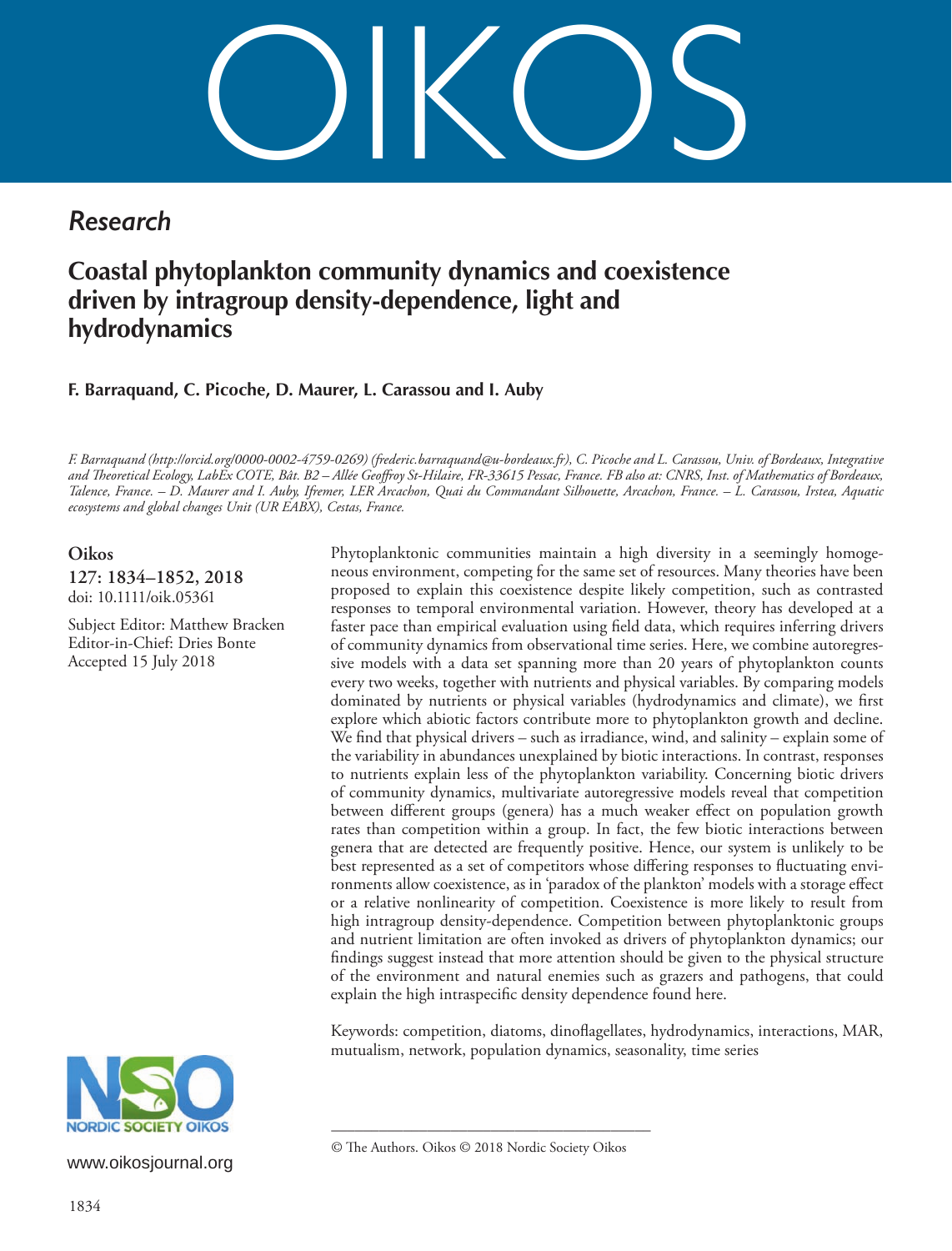# OIKOS

*Research*

## Coastal phytoplankton community dynamics and coexistence driven by intragroup density-dependence, light and hydrodynamics

**F. Barraquand, C. Picoche, D. Maurer, L. Carassou and I. Auby**

*F. Barraquand (http://orcid.org/0000-0002-4759-0269) (frederic.barraquand@u-bordeaux.fr), C. Picoche and L. Carassou, Univ. of Bordeaux, Integrative and Theoretical Ecology, LabEx COTE, Bât. B2 – Allée Geoffroy St-Hilaire, FR-33615 Pessac, France. FB also at: CNRS, Inst. of Mathematics of Bordeaux, Talence, France. – D. Maurer and I. Auby, Ifremer, LER Arcachon, Quai du Commandant Silhouette, Arcachon, France. – L. Carassou, Irstea, Aquatic ecosystems and global changes Unit (UR EABX), Cestas, France.*

**Oikos**
**127: 1834–1852, 2018**
doi: 10.1111/oik.05361

Subject Editor: Matthew Bracken
Editor-in-Chief: Dries Bonte
Accepted 15 July 2018

Phytoplanktonic communities maintain a high diversity in a seemingly homogeneous environment, competing for the same set of resources. Many theories have been proposed to explain this coexistence despite likely competition, such as contrasted responses to temporal environmental variation. However, theory has developed at a faster pace than empirical evaluation using field data, which requires inferring drivers of community dynamics from observational time series. Here, we combine autoregressive models with a data set spanning more than 20 years of phytoplankton counts every two weeks, together with nutrients and physical variables. By comparing models dominated by nutrients or physical variables (hydrodynamics and climate), we first explore which abiotic factors contribute more to phytoplankton growth and decline. We find that physical drivers – such as irradiance, wind, and salinity – explain some of the variability in abundances unexplained by biotic interactions. In contrast, responses to nutrients explain less of the phytoplankton variability. Concerning biotic drivers of community dynamics, multivariate autoregressive models reveal that competition between different groups (genera) has a much weaker effect on population growth rates than competition within a group. In fact, the few biotic interactions between genera that are detected are frequently positive. Hence, our system is unlikely to be best represented as a set of competitors whose differing responses to fluctuating environments allow coexistence, as in 'paradox of the plankton' models with a storage effect or a relative nonlinearity of competition. Coexistence is more likely to result from high intragroup density-dependence. Competition between phytoplanktonic groups and nutrient limitation are often invoked as drivers of phytoplankton dynamics; our findings suggest instead that more attention should be given to the physical structure of the environment and natural enemies such as grazers and pathogens, that could explain the high intraspecific density dependence found here.

Keywords: competition, diatoms, dinoflagellates, hydrodynamics, interactions, MAR, mutualism, network, population dynamics, seasonality, time series

NORDIC SOCIETY OIKOS

www.oikosjournal.org

© The Authors. Oikos © 2018 Nordic Society Oikos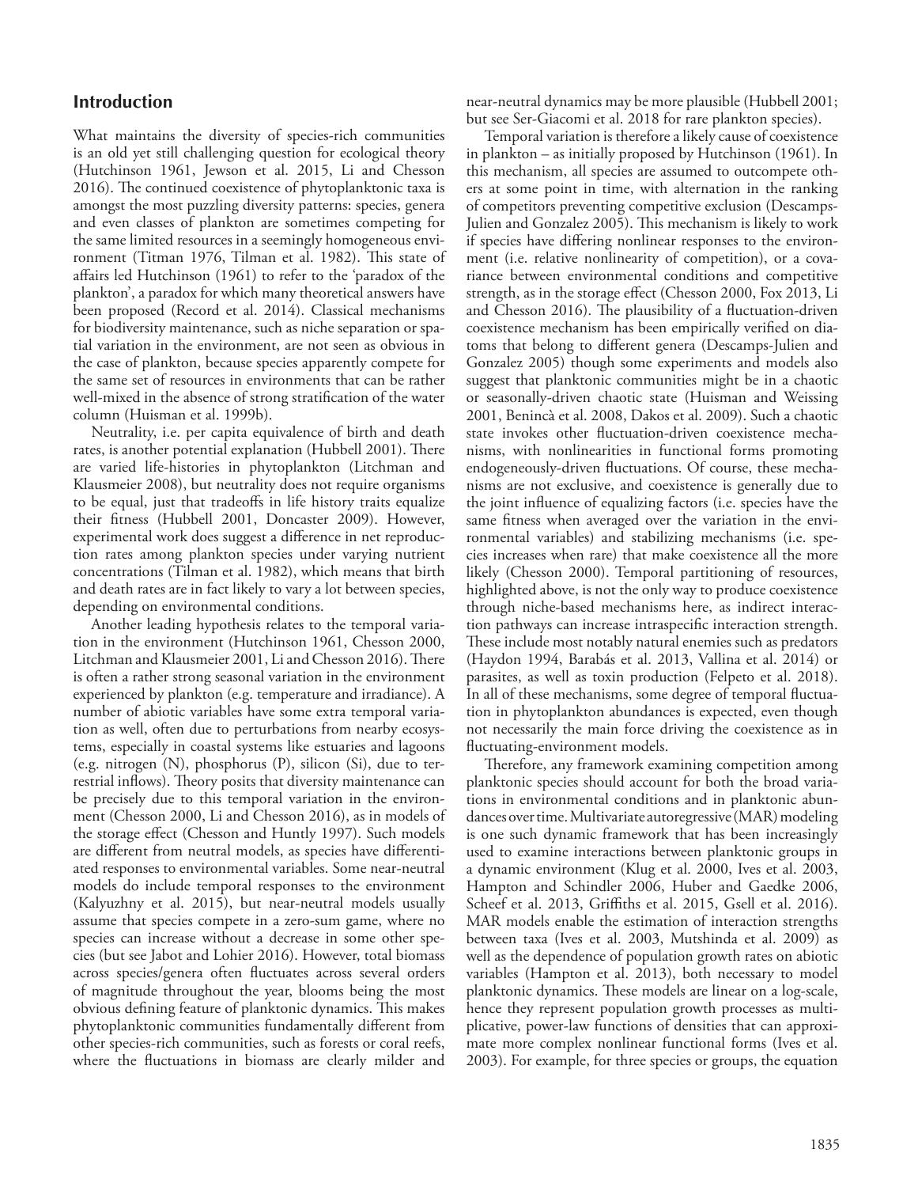## Introduction

What maintains the diversity of species-rich communities is an old yet still challenging question for ecological theory (Hutchinson 1961, Jewson et al. 2015, Li and Chesson 2016). The continued coexistence of phytoplanktonic taxa is amongst the most puzzling diversity patterns: species, genera and even classes of plankton are sometimes competing for the same limited resources in a seemingly homogeneous environment (Titman 1976, Tilman et al. 1982). This state of affairs led Hutchinson (1961) to refer to the 'paradox of the plankton', a paradox for which many theoretical answers have been proposed (Record et al. 2014). Classical mechanisms for biodiversity maintenance, such as niche separation or spatial variation in the environment, are not seen as obvious in the case of plankton, because species apparently compete for the same set of resources in environments that can be rather well-mixed in the absence of strong stratification of the water column (Huisman et al. 1999b).

Neutrality, i.e. per capita equivalence of birth and death rates, is another potential explanation (Hubbell 2001). There are varied life-histories in phytoplankton (Litchman and Klausmeier 2008), but neutrality does not require organisms to be equal, just that tradeoffs in life history traits equalize their fitness (Hubbell 2001, Doncaster 2009). However, experimental work does suggest a difference in net reproduction rates among plankton species under varying nutrient concentrations (Tilman et al. 1982), which means that birth and death rates are in fact likely to vary a lot between species, depending on environmental conditions.

Another leading hypothesis relates to the temporal variation in the environment (Hutchinson 1961, Chesson 2000, Litchman and Klausmeier 2001, Li and Chesson 2016). There is often a rather strong seasonal variation in the environment experienced by plankton (e.g. temperature and irradiance). A number of abiotic variables have some extra temporal variation as well, often due to perturbations from nearby ecosystems, especially in coastal systems like estuaries and lagoons (e.g. nitrogen (N), phosphorus (P), silicon (Si), due to terrestrial inflows). Theory posits that diversity maintenance can be precisely due to this temporal variation in the environment (Chesson 2000, Li and Chesson 2016), as in models of the storage effect (Chesson and Huntly 1997). Such models are different from neutral models, as species have differentiated responses to environmental variables. Some near-neutral models do include temporal responses to the environment (Kalyuzhny et al. 2015), but near-neutral models usually assume that species compete in a zero-sum game, where no species can increase without a decrease in some other species (but see Jabot and Lohier 2016). However, total biomass across species/genera often fluctuates across several orders of magnitude throughout the year, blooms being the most obvious defining feature of planktonic dynamics. This makes phytoplanktonic communities fundamentally different from other species-rich communities, such as forests or coral reefs, where the fluctuations in biomass are clearly milder and near-neutral dynamics may be more plausible (Hubbell 2001; but see Ser-Giacomi et al. 2018 for rare plankton species).

Temporal variation is therefore a likely cause of coexistence in plankton – as initially proposed by Hutchinson (1961). In this mechanism, all species are assumed to outcompete others at some point in time, with alternation in the ranking of competitors preventing competitive exclusion (Descamps-Julien and Gonzalez 2005). This mechanism is likely to work if species have differing nonlinear responses to the environment (i.e. relative nonlinearity of competition), or a covariance between environmental conditions and competitive strength, as in the storage effect (Chesson 2000, Fox 2013, Li and Chesson 2016). The plausibility of a fluctuation-driven coexistence mechanism has been empirically verified on diatoms that belong to different genera (Descamps-Julien and Gonzalez 2005) though some experiments and models also suggest that planktonic communities might be in a chaotic or seasonally-driven chaotic state (Huisman and Weissing 2001, Benincà et al. 2008, Dakos et al. 2009). Such a chaotic state invokes other fluctuation-driven coexistence mechanisms, with nonlinearities in functional forms promoting endogeneously-driven fluctuations. Of course, these mechanisms are not exclusive, and coexistence is generally due to the joint influence of equalizing factors (i.e. species have the same fitness when averaged over the variation in the environmental variables) and stabilizing mechanisms (i.e. species increases when rare) that make coexistence all the more likely (Chesson 2000). Temporal partitioning of resources, highlighted above, is not the only way to produce coexistence through niche-based mechanisms here, as indirect interaction pathways can increase intraspecific interaction strength. These include most notably natural enemies such as predators (Haydon 1994, Barabás et al. 2013, Vallina et al. 2014) or parasites, as well as toxin production (Felpeto et al. 2018). In all of these mechanisms, some degree of temporal fluctuation in phytoplankton abundances is expected, even though not necessarily the main force driving the coexistence as in fluctuating-environment models.

Therefore, any framework examining competition among planktonic species should account for both the broad variations in environmental conditions and in planktonic abundances over time. Multivariate autoregressive (MAR) modeling is one such dynamic framework that has been increasingly used to examine interactions between planktonic groups in a dynamic environment (Klug et al. 2000, Ives et al. 2003, Hampton and Schindler 2006, Huber and Gaedke 2006, Scheef et al. 2013, Griffiths et al. 2015, Gsell et al. 2016). MAR models enable the estimation of interaction strengths between taxa (Ives et al. 2003, Mutshinda et al. 2009) as well as the dependence of population growth rates on abiotic variables (Hampton et al. 2013), both necessary to model planktonic dynamics. These models are linear on a log-scale, hence they represent population growth processes as multiplicative, power-law functions of densities that can approximate more complex nonlinear functional forms (Ives et al. 2003). For example, for three species or groups, the equation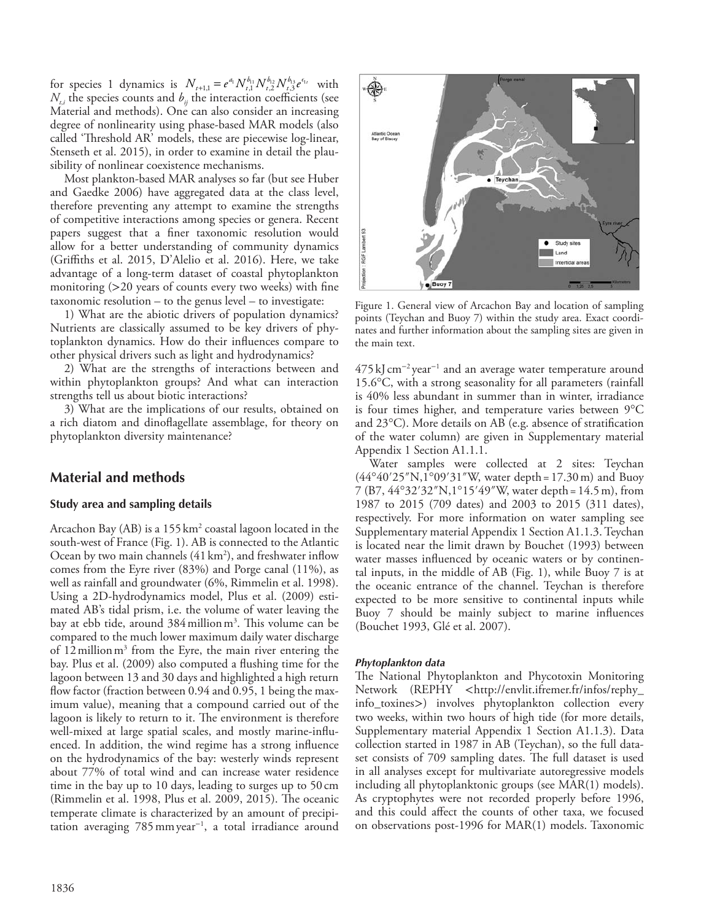for species 1 dynamics is $N_{t+1,1} = e^{a_1} N_{t,1}^{b_{11}} N_{t,2}^{b_{12}} N_{t,3}^{b_{13}} e^{\epsilon_{1,t}}$ with $N_{t,i}$ the species counts and $b_{ij}$ the interaction coefficients (see Material and methods). One can also consider an increasing degree of nonlinearity using phase-based MAR models (also called 'Threshold AR' models, these are piecewise log-linear, Stenseth et al. 2015), in order to examine in detail the plausibility of nonlinear coexistence mechanisms.

Most plankton-based MAR analyses so far (but see Huber and Gaedke 2006) have aggregated data at the class level, therefore preventing any attempt to examine the strengths of competitive interactions among species or genera. Recent papers suggest that a finer taxonomic resolution would allow for a better understanding of community dynamics (Griffiths et al. 2015, D'Alelio et al. 2016). Here, we take advantage of a long-term dataset of coastal phytoplankton monitoring (>20 years of counts every two weeks) with fine taxonomic resolution – to the genus level – to investigate:

1) What are the abiotic drivers of population dynamics? Nutrients are classically assumed to be key drivers of phytoplankton dynamics. How do their influences compare to other physical drivers such as light and hydrodynamics?

2) What are the strengths of interactions between and within phytoplankton groups? And what can interaction strengths tell us about biotic interactions?

3) What are the implications of our results, obtained on a rich diatom and dinoflagellate assemblage, for theory on phytoplankton diversity maintenance?

## Material and methods

### Study area and sampling details

Arcachon Bay (AB) is a 155 km$^2$ coastal lagoon located in the south-west of France (Fig. 1). AB is connected to the Atlantic Ocean by two main channels (41 km$^2$), and freshwater inflow comes from the Eyre river (83%) and Porge canal (11%), as well as rainfall and groundwater (6%, Rimmelin et al. 1998). Using a 2D-hydrodynamics model, Plus et al. (2009) estimated AB's tidal prism, i.e. the volume of water leaving the bay at ebb tide, around 384 million m$^3$. This volume can be compared to the much lower maximum daily water discharge of 12 million m$^3$ from the Eyre, the main river entering the bay. Plus et al. (2009) also computed a flushing time for the lagoon between 13 and 30 days and highlighted a high return flow factor (fraction between 0.94 and 0.95, 1 being the maximum value), meaning that a compound carried out of the lagoon is likely to return to it. The environment is therefore well-mixed at large spatial scales, and mostly marine-influenced. In addition, the wind regime has a strong influence on the hydrodynamics of the bay: westerly winds represent about 77% of total wind and can increase water residence time in the bay up to 10 days, leading to surges up to 50 cm (Rimmelin et al. 1998, Plus et al. 2009, 2015). The oceanic temperate climate is characterized by an amount of precipitation averaging 785 mm year$^{-1}$, a total irradiance around 475 kJ cm$^{-2}$ year$^{-1}$ and an average water temperature around 15.6°C, with a strong seasonality for all parameters (rainfall is 40% less abundant in summer than in winter, irradiance is four times higher, and temperature varies between 9°C and 23°C). More details on AB (e.g. absence of stratification of the water column) are given in Supplementary material Appendix 1 Section A1.1.1.

Figure 1. General view of Arcachon Bay and location of sampling points (Teychan and Buoy 7) within the study area. Exact coordinates and further information about the sampling sites are given in the main text.

Water samples were collected at 2 sites: Teychan (44°40′25″N, 1°09′31″W, water depth = 17.30 m) and Buoy 7 (B7, 44°32′32″N, 1°15′49″W, water depth = 14.5 m), from 1987 to 2015 (709 dates) and 2003 to 2015 (311 dates), respectively. For more information on water sampling see Supplementary material Appendix 1 Section A1.1.3. Teychan is located near the limit drawn by Bouchet (1993) between water masses influenced by oceanic waters or by continental inputs, in the middle of AB (Fig. 1), while Buoy 7 is at the oceanic entrance of the channel. Teychan is therefore expected to be more sensitive to continental inputs while Buoy 7 should be mainly subject to marine influences (Bouchet 1993, Glé et al. 2007).

#### *Phytoplankton data*

The National Phytoplankton and Phycotoxin Monitoring Network (REPHY <http://envlit.ifremer.fr/infos/rephy_info_toxines>) involves phytoplankton collection every two weeks, within two hours of high tide (for more details, Supplementary material Appendix 1 Section A1.1.3). Data collection started in 1987 in AB (Teychan), so the full dataset consists of 709 sampling dates. The full dataset is used in all analyses except for multivariate autoregressive models including all phytoplanktonic groups (see MAR(1) models). As cryptophytes were not recorded properly before 1996, and this could affect the counts of other taxa, we focused on observations post-1996 for MAR(1) models. Taxonomic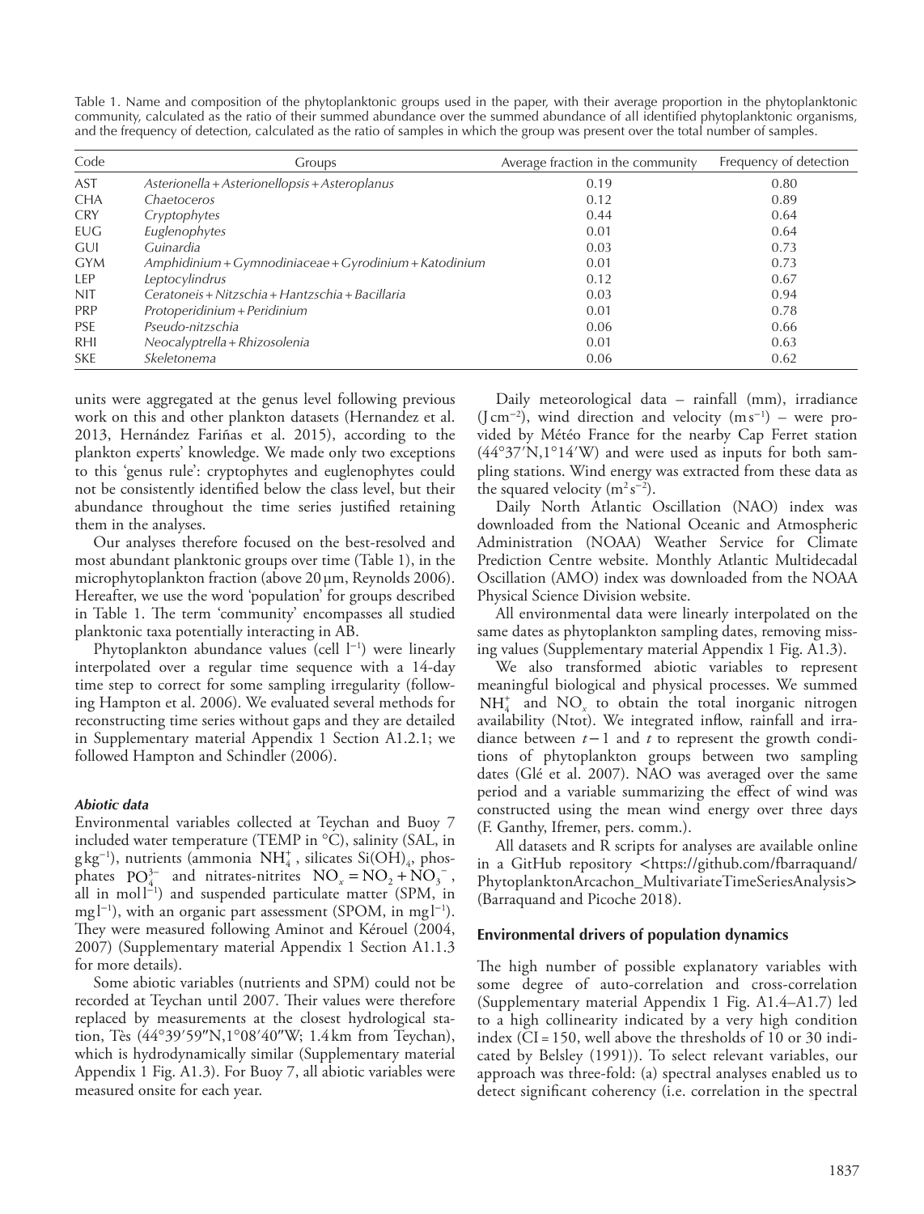Table 1. Name and composition of the phytoplanktonic groups used in the paper, with their average proportion in the phytoplanktonic community, calculated as the ratio of their summed abundance over the summed abundance of all identified phytoplanktonic organisms, and the frequency of detection, calculated as the ratio of samples in which the group was present over the total number of samples.

| Code | Groups | Average fraction in the community | Frequency of detection |
|---|---|---|---|
| AST | *Asterionella + Asterionellopsis + Asteroplanus* | 0.19 | 0.80 |
| CHA | *Chaetoceros* | 0.12 | 0.89 |
| CRY | *Cryptophytes* | 0.44 | 0.64 |
| EUG | *Euglenophytes* | 0.01 | 0.64 |
| GUI | *Guinardia* | 0.03 | 0.73 |
| GYM | *Amphidinium + Gymnodiniaceae + Gyrodinium + Katodinium* | 0.01 | 0.73 |
| LEP | *Leptocylindrus* | 0.12 | 0.67 |
| NIT | *Ceratoneis + Nitzschia + Hantzschia + Bacillaria* | 0.03 | 0.94 |
| PRP | *Protoperidinium + Peridinium* | 0.01 | 0.78 |
| PSE | *Pseudo-nitzschia* | 0.06 | 0.66 |
| RHI | *Neocalyptrella + Rhizosolenia* | 0.01 | 0.63 |
| SKE | *Skeletonema* | 0.06 | 0.62 |

units were aggregated at the genus level following previous work on this and other plankton datasets (Hernandez et al. 2013, Hernández Fariñas et al. 2015), according to the plankton experts' knowledge. We made only two exceptions to this 'genus rule': cryptophytes and euglenophytes could not be consistently identified below the class level, but their abundance throughout the time series justified retaining them in the analyses.

Our analyses therefore focused on the best-resolved and most abundant planktonic groups over time (Table 1), in the microphytoplankton fraction (above 20 µm, Reynolds 2006). Hereafter, we use the word 'population' for groups described in Table 1. The term 'community' encompasses all studied planktonic taxa potentially interacting in AB.

Phytoplankton abundance values (cell $l^{-1}$) were linearly interpolated over a regular time sequence with a 14-day time step to correct for some sampling irregularity (following Hampton et al. 2006). We evaluated several methods for reconstructing time series without gaps and they are detailed in Supplementary material Appendix 1 Section A1.2.1; we followed Hampton and Schindler (2006).

#### *Abiotic data*

Environmental variables collected at Teychan and Buoy 7 included water temperature (TEMP in °C), salinity (SAL, in $g\,kg^{-1}$), nutrients (ammonia $NH_4^+$, silicates $Si(OH)_4$, phosphates $PO_4^{3-}$ and nitrates-nitrites $NO_x = NO_2 + NO_3^-$, all in $mol\,l^{-1}$) and suspended particulate matter (SPM, in $mg\,l^{-1}$), with an organic part assessment (SPOM, in $mg\,l^{-1}$). They were measured following Aminot and Kérouel (2004, 2007) (Supplementary material Appendix 1 Section A1.1.3 for more details).

Some abiotic variables (nutrients and SPM) could not be recorded at Teychan until 2007. Their values were therefore replaced by measurements at the closest hydrological station, Tès (44°39′59″N,1°08′40″W; 1.4 km from Teychan), which is hydrodynamically similar (Supplementary material Appendix 1 Fig. A1.3). For Buoy 7, all abiotic variables were measured onsite for each year.

Daily meteorological data – rainfall (mm), irradiance ($J\,cm^{-2}$), wind direction and velocity ($m\,s^{-1}$) – were provided by Météo France for the nearby Cap Ferret station (44°37′N,1°14′W) and were used as inputs for both sampling stations. Wind energy was extracted from these data as the squared velocity ($m^2\,s^{-2}$).

Daily North Atlantic Oscillation (NAO) index was downloaded from the National Oceanic and Atmospheric Administration (NOAA) Weather Service for Climate Prediction Centre website. Monthly Atlantic Multidecadal Oscillation (AMO) index was downloaded from the NOAA Physical Science Division website.

All environmental data were linearly interpolated on the same dates as phytoplankton sampling dates, removing missing values (Supplementary material Appendix 1 Fig. A1.3).

We also transformed abiotic variables to represent meaningful biological and physical processes. We summed $NH_4^+$ and $NO_x$ to obtain the total inorganic nitrogen availability (Ntot). We integrated inflow, rainfall and irradiance between $t-1$ and $t$ to represent the growth conditions of phytoplankton groups between two sampling dates (Glé et al. 2007). NAO was averaged over the same period and a variable summarizing the effect of wind was constructed using the mean wind energy over three days (F. Ganthy, Ifremer, pers. comm.).

All datasets and R scripts for analyses are available online in a GitHub repository <https://github.com/fbarraquand/PhytoplanktonArcachon_MultivariateTimeSeriesAnalysis> (Barraquand and Picoche 2018).

### Environmental drivers of population dynamics

The high number of possible explanatory variables with some degree of auto-correlation and cross-correlation (Supplementary material Appendix 1 Fig. A1.4–A1.7) led to a high collinearity indicated by a very high condition index (CI = 150, well above the thresholds of 10 or 30 indicated by Belsley (1991)). To select relevant variables, our approach was three-fold: (a) spectral analyses enabled us to detect significant coherency (i.e. correlation in the spectral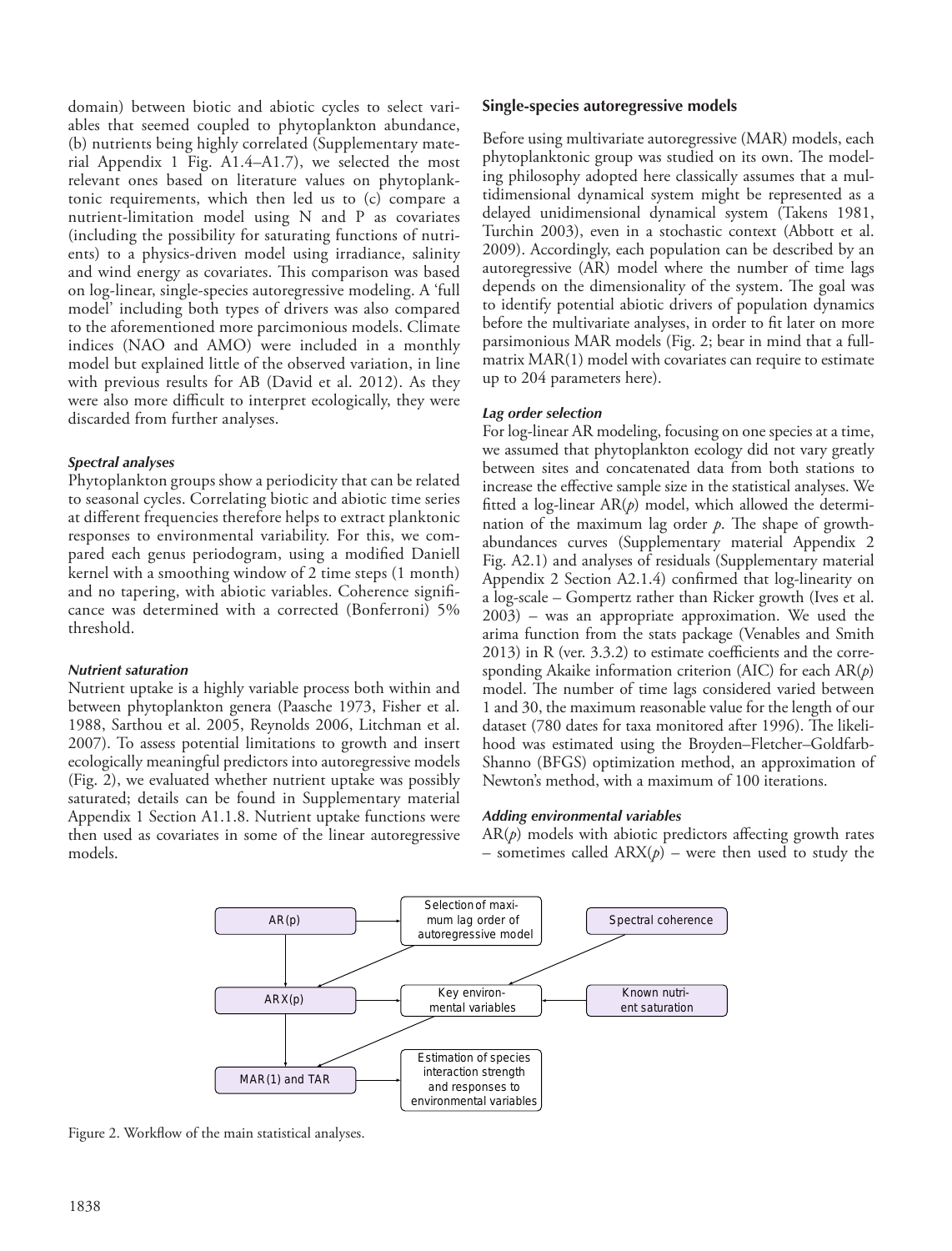domain) between biotic and abiotic cycles to select variables that seemed coupled to phytoplankton abundance, (b) nutrients being highly correlated (Supplementary material Appendix 1 Fig. A1.4–A1.7), we selected the most relevant ones based on literature values on phytoplanktonic requirements, which then led us to (c) compare a nutrient-limitation model using N and P as covariates (including the possibility for saturating functions of nutrients) to a physics-driven model using irradiance, salinity and wind energy as covariates. This comparison was based on log-linear, single-species autoregressive modeling. A 'full model' including both types of drivers was also compared to the aforementioned more parcimonious models. Climate indices (NAO and AMO) were included in a monthly model but explained little of the observed variation, in line with previous results for AB (David et al. 2012). As they were also more difficult to interpret ecologically, they were discarded from further analyses.

#### *Spectral analyses*

Phytoplankton groups show a periodicity that can be related to seasonal cycles. Correlating biotic and abiotic time series at different frequencies therefore helps to extract planktonic responses to environmental variability. For this, we compared each genus periodogram, using a modified Daniell kernel with a smoothing window of 2 time steps (1 month) and no tapering, with abiotic variables. Coherence significance was determined with a corrected (Bonferroni) 5% threshold.

#### *Nutrient saturation*

Nutrient uptake is a highly variable process both within and between phytoplankton genera (Paasche 1973, Fisher et al. 1988, Sarthou et al. 2005, Reynolds 2006, Litchman et al. 2007). To assess potential limitations to growth and insert ecologically meaningful predictors into autoregressive models (Fig. 2), we evaluated whether nutrient uptake was possibly saturated; details can be found in Supplementary material Appendix 1 Section A1.1.8. Nutrient uptake functions were then used as covariates in some of the linear autoregressive models.

### Single-species autoregressive models

Before using multivariate autoregressive (MAR) models, each phytoplanktonic group was studied on its own. The modeling philosophy adopted here classically assumes that a multidimensional dynamical system might be represented as a delayed unidimensional dynamical system (Takens 1981, Turchin 2003), even in a stochastic context (Abbott et al. 2009). Accordingly, each population can be described by an autoregressive (AR) model where the number of time lags depends on the dimensionality of the system. The goal was to identify potential abiotic drivers of population dynamics before the multivariate analyses, in order to fit later on more parsimonious MAR models (Fig. 2; bear in mind that a full-matrix MAR(1) model with covariates can require to estimate up to 204 parameters here).

#### *Lag order selection*

For log-linear AR modeling, focusing on one species at a time, we assumed that phytoplankton ecology did not vary greatly between sites and concatenated data from both stations to increase the effective sample size in the statistical analyses. We fitted a log-linear AR($p$) model, which allowed the determination of the maximum lag order $p$. The shape of growth-abundances curves (Supplementary material Appendix 2 Fig. A2.1) and analyses of residuals (Supplementary material Appendix 2 Section A2.1.4) confirmed that log-linearity on a log-scale – Gompertz rather than Ricker growth (Ives et al. 2003) – was an appropriate approximation. We used the arima function from the stats package (Venables and Smith 2013) in R (ver. 3.3.2) to estimate coefficients and the corresponding Akaike information criterion (AIC) for each AR($p$) model. The number of time lags considered varied between 1 and 30, the maximum reasonable value for the length of our dataset (780 dates for taxa monitored after 1996). The likelihood was estimated using the Broyden–Fletcher–Goldfarb-Shanno (BFGS) optimization method, an approximation of Newton's method, with a maximum of 100 iterations.

#### *Adding environmental variables*

AR($p$) models with abiotic predictors affecting growth rates – sometimes called ARX($p$) – were then used to study the

Figure 2. Workflow of the main statistical analyses.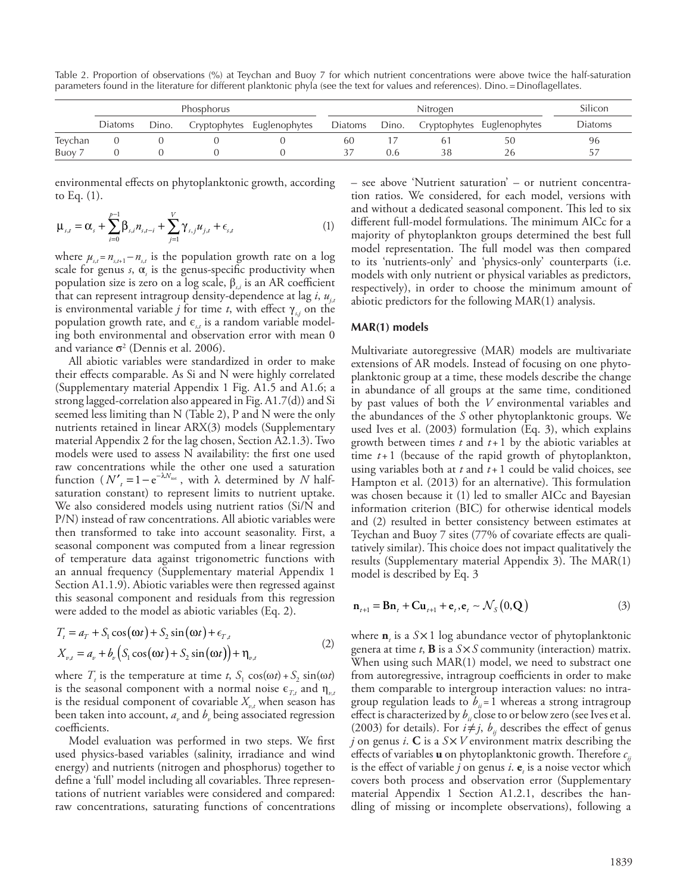Table 2. Proportion of observations (%) at Teychan and Buoy 7 for which nutrient concentrations were above twice the half-saturation parameters found in the literature for different planktonic phyla (see the text for values and references). Dino. = Dinoflagellates.

| | Phosphorus | | | | Nitrogen | | | | Silicon |
|---|---|---|---|---|---|---|---|---|---|
| | Diatoms | Dino. | Cryptophytes | Euglenophytes | Diatoms | Dino. | Cryptophytes | Euglenophytes | Diatoms |
| Teychan | 0 | 0 | 0 | 0 | 60 | 17 | 61 | 50 | 96 |
| Buoy 7 | 0 | 0 | 0 | 0 | 37 | 0.6 | 38 | 26 | 57 |

environmental effects on phytoplanktonic growth, according to Eq. (1).

$$\mu_{s,t} = \alpha_s + \sum_{i=0}^{p-1} \beta_{s,i} n_{s,t-i} + \sum_{j=1}^{V} \gamma_{s,j} u_{j,t} + \epsilon_{s,t} \tag{1}$$

where $\mu_{s,t} = n_{s,t+1} - n_{s,t}$ is the population growth rate on a log scale for genus $s$, $\alpha_s$ is the genus-specific productivity when population size is zero on a log scale, $\beta_{s,i}$ is an AR coefficient that can represent intragroup density-dependence at lag $i$, $u_{j,t}$ is environmental variable $j$ for time $t$, with effect $\gamma_{s,j}$ on the population growth rate, and $\epsilon_{s,t}$ is a random variable modeling both environmental and observation error with mean 0 and variance $\sigma^2$ (Dennis et al. 2006).

All abiotic variables were standardized in order to make their effects comparable. As Si and N were highly correlated (Supplementary material Appendix 1 Fig. A1.5 and A1.6; a strong lagged-correlation also appeared in Fig. A1.7(d)) and Si seemed less limiting than N (Table 2), P and N were the only nutrients retained in linear ARX(3) models (Supplementary material Appendix 2 for the lag chosen, Section A2.1.3). Two models were used to assess N availability: the first one used raw concentrations while the other one used a saturation function ($N'_t = 1 - e^{-\lambda N_{tot}}$, with $\lambda$ determined by $N$ half-saturation constant) to represent limits to nutrient uptake. We also considered models using nutrient ratios (Si/N and P/N) instead of raw concentrations. All abiotic variables were then transformed to take into account seasonality. First, a seasonal component was computed from a linear regression of temperature data against trigonometric functions with an annual frequency (Supplementary material Appendix 1 Section A1.1.9). Abiotic variables were then regressed against this seasonal component and residuals from this regression were added to the model as abiotic variables (Eq. 2).

$$\begin{aligned} T_t &= a_T + S_1 \cos(\omega t) + S_2 \sin(\omega t) + \epsilon_{T,t} \\ X_{v,t} &= a_v + b_v\left(S_1 \cos(\omega t) + S_2 \sin(\omega t)\right) + \eta_{v,t} \end{aligned} \tag{2}$$

where $T_t$ is the temperature at time $t$, $S_1 \cos(\omega t) + S_2 \sin(\omega t)$ is the seasonal component with a normal noise $\epsilon_{T,t}$ and $\eta_{v,t}$ is the residual component of covariable $X_{v,t}$ when season has been taken into account, $a_v$ and $b_v$ being associated regression coefficients.

Model evaluation was performed in two steps. We first used physics-based variables (salinity, irradiance and wind energy) and nutrients (nitrogen and phosphorus) together to define a 'full' model including all covariables. Three representations of nutrient variables were considered and compared: raw concentrations, saturating functions of concentrations – see above 'Nutrient saturation' – or nutrient concentration ratios. We considered, for each model, versions with and without a dedicated seasonal component. This led to six different full-model formulations. The minimum AICc for a majority of phytoplankton groups determined the best full model representation. The full model was then compared to its 'nutrients-only' and 'physics-only' counterparts (i.e. models with only nutrient or physical variables as predictors, respectively), in order to choose the minimum amount of abiotic predictors for the following MAR(1) analysis.

### MAR(1) models

Multivariate autoregressive (MAR) models are multivariate extensions of AR models. Instead of focusing on one phytoplanktonic group at a time, these models describe the change in abundance of all groups at the same time, conditioned by past values of both the $V$ environmental variables and the abundances of the $S$ other phytoplanktonic groups. We used Ives et al. (2003) formulation (Eq. 3), which explains growth between times $t$ and $t+1$ by the abiotic variables at time $t+1$ (because of the rapid growth of phytoplankton, using variables both at $t$ and $t+1$ could be valid choices, see Hampton et al. (2013) for an alternative). This formulation was chosen because it (1) led to smaller AICc and Bayesian information criterion (BIC) for otherwise identical models and (2) resulted in better consistency between estimates at Teychan and Buoy 7 sites (77% of covariate effects are qualitatively similar). This choice does not impact qualitatively the results (Supplementary material Appendix 3). The MAR(1) model is described by Eq. 3

$$\mathbf{n}_{t+1} = \mathbf{B}\mathbf{n}_t + \mathbf{C}\mathbf{u}_{t+1} + \mathbf{e}_t, \mathbf{e}_t \sim \mathcal{N}_S(0, \mathbf{Q}) \tag{3}$$

where $\mathbf{n}_t$ is a $S \times 1$ log abundance vector of phytoplanktonic genera at time $t$, $\mathbf{B}$ is a $S \times S$ community (interaction) matrix. When using such MAR(1) model, we need to substract one from autoregressive, intragroup coefficients in order to make them comparable to intergroup interaction values: no intragroup regulation leads to $b_{ii} = 1$ whereas a strong intragroup effect is characterized by $b_{ii}$ close to or below zero (see Ives et al. (2003) for details). For $i \neq j$, $b_{ij}$ describes the effect of genus $j$ on genus $i$. $\mathbf{C}$ is a $S \times V$ environment matrix describing the effects of variables $\mathbf{u}$ on phytoplanktonic growth. Therefore $c_{ij}$ is the effect of variable $j$ on genus $i$. $\mathbf{e}_t$ is a noise vector which covers both process and observation error (Supplementary material Appendix 1 Section A1.2.1, describes the handling of missing or incomplete observations), following a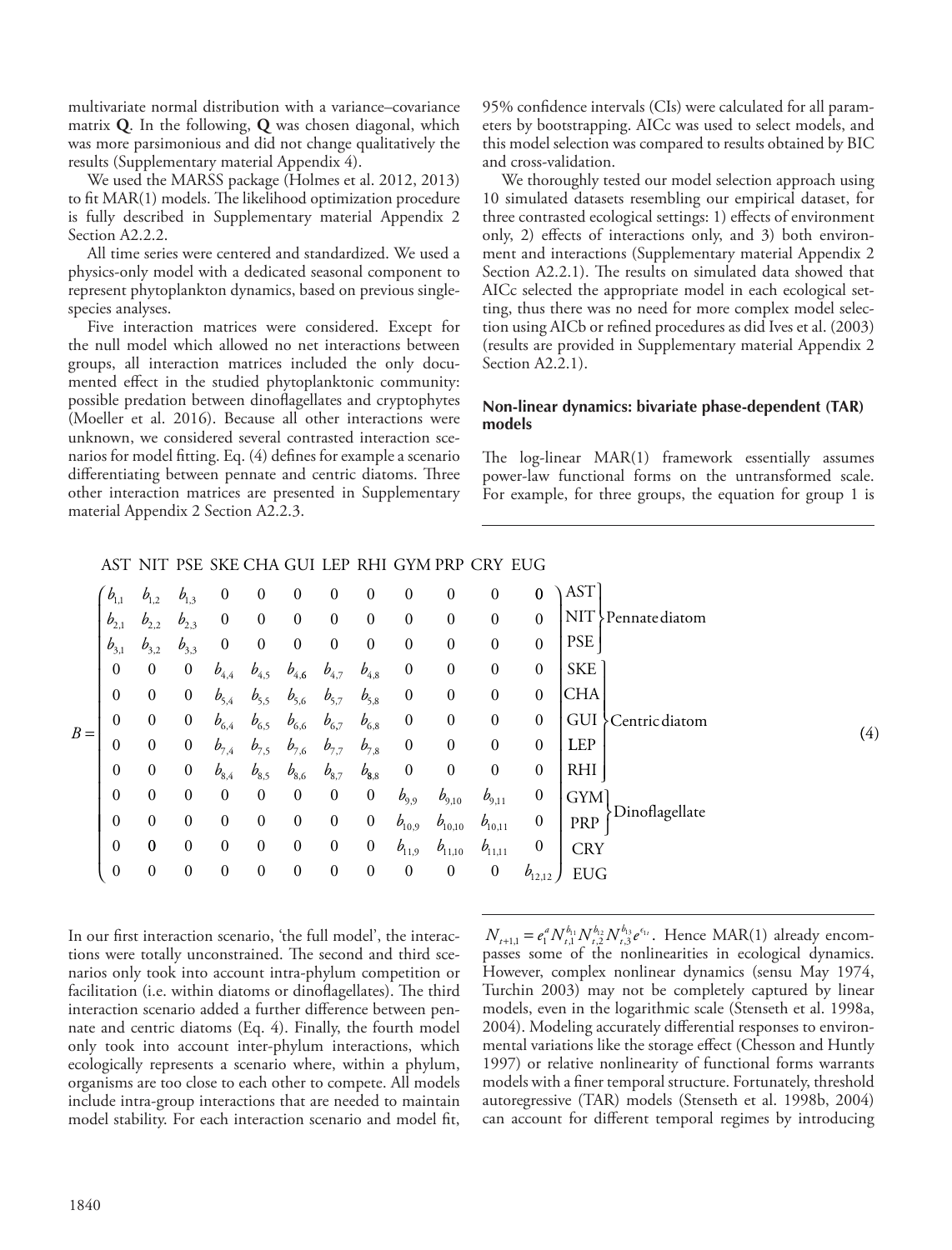multivariate normal distribution with a variance–covariance matrix **Q**. In the following, **Q** was chosen diagonal, which was more parsimonious and did not change qualitatively the results (Supplementary material Appendix 4).

We used the MARSS package (Holmes et al. 2012, 2013) to fit MAR(1) models. The likelihood optimization procedure is fully described in Supplementary material Appendix 2 Section A2.2.2.

All time series were centered and standardized. We used a physics-only model with a dedicated seasonal component to represent phytoplankton dynamics, based on previous single-species analyses.

Five interaction matrices were considered. Except for the null model which allowed no net interactions between groups, all interaction matrices included the only documented effect in the studied phytoplanktonic community: possible predation between dinoflagellates and cryptophytes (Moeller et al. 2016). Because all other interactions were unknown, we considered several contrasted interaction scenarios for model fitting. Eq. (4) defines for example a scenario differentiating between pennate and centric diatoms. Three other interaction matrices are presented in Supplementary material Appendix 2 Section A2.2.3.

$$
B = \begin{pmatrix}
b_{1,1} & b_{1,2} & b_{1,3} & 0 & 0 & 0 & 0 & 0 & 0 & 0 & 0 & 0 \\
b_{2,1} & b_{2,2} & b_{2,3} & 0 & 0 & 0 & 0 & 0 & 0 & 0 & 0 & 0 \\
b_{3,1} & b_{3,2} & b_{3,3} & 0 & 0 & 0 & 0 & 0 & 0 & 0 & 0 & 0 \\
0 & 0 & 0 & b_{4,4} & b_{4,5} & b_{4,6} & b_{4,7} & b_{4,8} & 0 & 0 & 0 & 0 \\
0 & 0 & 0 & b_{5,4} & b_{5,5} & b_{5,6} & b_{5,7} & b_{5,8} & 0 & 0 & 0 & 0 \\
0 & 0 & 0 & b_{6,4} & b_{6,5} & b_{6,6} & b_{6,7} & b_{6,8} & 0 & 0 & 0 & 0 \\
0 & 0 & 0 & b_{7,4} & b_{7,5} & b_{7,6} & b_{7,7} & b_{7,8} & 0 & 0 & 0 & 0 \\
0 & 0 & 0 & b_{8,4} & b_{8,5} & b_{8,6} & b_{8,7} & b_{8,8} & 0 & 0 & 0 & 0 \\
0 & 0 & 0 & 0 & 0 & 0 & 0 & 0 & b_{9,9} & b_{9,10} & b_{9,11} & 0 \\
0 & 0 & 0 & 0 & 0 & 0 & 0 & 0 & b_{10,9} & b_{10,10} & b_{10,11} & 0 \\
0 & 0 & 0 & 0 & 0 & 0 & 0 & 0 & b_{11,9} & b_{11,10} & b_{11,11} & 0 \\
0 & 0 & 0 & 0 & 0 & 0 & 0 & 0 & 0 & 0 & 0 & b_{12,12}
\end{pmatrix}
\begin{matrix}
\text{AST} \\ \text{NIT} \\ \text{PSE} \\ \text{SKE} \\ \text{CHA} \\ \text{GUI} \\ \text{LEP} \\ \text{RHI} \\ \text{GYM} \\ \text{PRP} \\ \text{CRY} \\ \text{EUG}
\end{matrix}
\tag{4}
$$

Columns: AST NIT PSE SKE CHA GUI LEP RHI GYM PRP CRY EUG. Groups: AST, NIT, PSE – Pennate diatom; SKE, CHA, GUI, LEP, RHI – Centric diatom; GYM, PRP – Dinoflagellate; CRY; EUG.

In our first interaction scenario, 'the full model', the interactions were totally unconstrained. The second and third scenarios only took into account intra-phylum competition or facilitation (i.e. within diatoms or dinoflagellates). The third interaction scenario added a further difference between pennate and centric diatoms (Eq. 4). Finally, the fourth model only took into account inter-phylum interactions, which ecologically represents a scenario where, within a phylum, organisms are too close to each other to compete. All models include intra-group interactions that are needed to maintain model stability. For each interaction scenario and model fit, 95% confidence intervals (CIs) were calculated for all parameters by bootstrapping. AICc was used to select models, and this model selection was compared to results obtained by BIC and cross-validation.

We thoroughly tested our model selection approach using 10 simulated datasets resembling our empirical dataset, for three contrasted ecological settings: 1) effects of environment only, 2) effects of interactions only, and 3) both environment and interactions (Supplementary material Appendix 2 Section A2.2.1). The results on simulated data showed that AICc selected the appropriate model in each ecological setting, thus there was no need for more complex model selection using AICb or refined procedures as did Ives et al. (2003) (results are provided in Supplementary material Appendix 2 Section A2.2.1).

### Non-linear dynamics: bivariate phase-dependent (TAR) models

The log-linear MAR(1) framework essentially assumes power-law functional forms on the untransformed scale. For example, for three groups, the equation for group 1 is $N_{t+1,1} = e_1^{a} N_{t,1}^{b_{11}} N_{t,2}^{b_{12}} N_{t,3}^{b_{13}} e^{\epsilon_{1,t}}$. Hence MAR(1) already encompasses some of the nonlinearities in ecological dynamics. However, complex nonlinear dynamics (sensu May 1974, Turchin 2003) may not be completely captured by linear models, even in the logarithmic scale (Stenseth et al. 1998a, 2004). Modeling accurately differential responses to environmental variations like the storage effect (Chesson and Huntly 1997) or relative nonlinearity of functional forms warrants models with a finer temporal structure. Fortunately, threshold autoregressive (TAR) models (Stenseth et al. 1998b, 2004) can account for different temporal regimes by introducing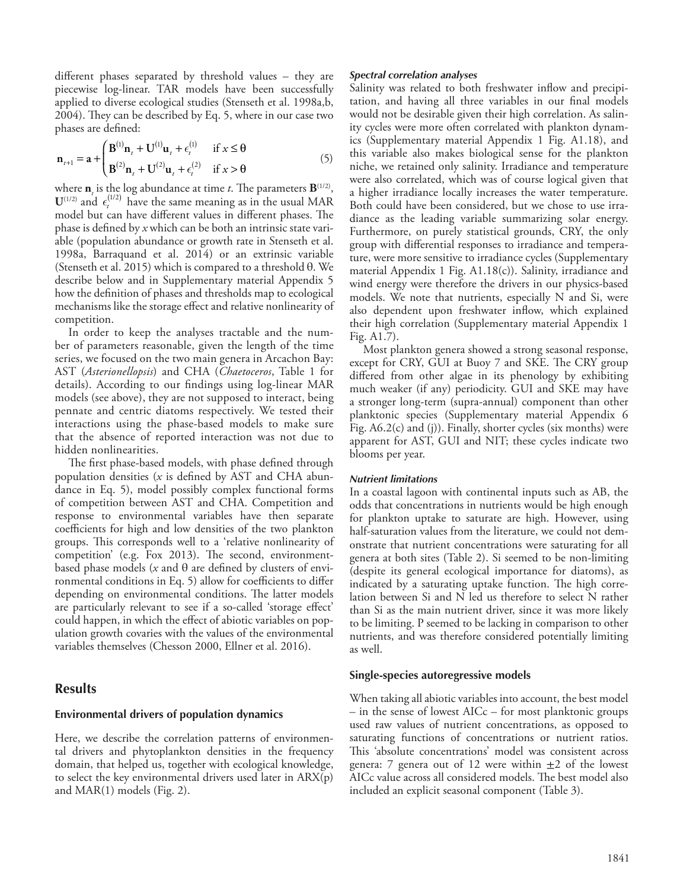different phases separated by threshold values – they are piecewise log-linear. TAR models have been successfully applied to diverse ecological studies (Stenseth et al. 1998a,b, 2004). They can be described by Eq. 5, where in our case two phases are defined:

$$\mathbf{n}_{t+1} = \mathbf{a} + \begin{cases} \mathbf{B}^{(1)}\mathbf{n}_t + \mathbf{U}^{(1)}\mathbf{u}_t + \epsilon_t^{(1)} & \text{if } x \leq \theta \\ \mathbf{B}^{(2)}\mathbf{n}_t + \mathbf{U}^{(2)}\mathbf{u}_t + \epsilon_t^{(2)} & \text{if } x > \theta \end{cases} \tag{5}$$

where $\mathbf{n}_t$ is the log abundance at time $t$. The parameters $\mathbf{B}^{(1/2)}$, $\mathbf{U}^{(1/2)}$ and $\epsilon_t^{(1/2)}$ have the same meaning as in the usual MAR model but can have different values in different phases. The phase is defined by $x$ which can be both an intrinsic state variable (population abundance or growth rate in Stenseth et al. 1998a, Barraquand et al. 2014) or an extrinsic variable (Stenseth et al. 2015) which is compared to a threshold θ. We describe below and in Supplementary material Appendix 5 how the definition of phases and thresholds map to ecological mechanisms like the storage effect and relative nonlinearity of competition.

In order to keep the analyses tractable and the number of parameters reasonable, given the length of the time series, we focused on the two main genera in Arcachon Bay: AST (*Asterionellopsis*) and CHA (*Chaetoceros*, Table 1 for details). According to our findings using log-linear MAR models (see above), they are not supposed to interact, being pennate and centric diatoms respectively. We tested their interactions using the phase-based models to make sure that the absence of reported interaction was not due to hidden nonlinearities.

The first phase-based models, with phase defined through population densities ($x$ is defined by AST and CHA abundance in Eq. 5), model possibly complex functional forms of competition between AST and CHA. Competition and response to environmental variables have then separate coefficients for high and low densities of the two plankton groups. This corresponds well to a 'relative nonlinearity of competition' (e.g. Fox 2013). The second, environment-based phase models ($x$ and θ are defined by clusters of environmental conditions in Eq. 5) allow for coefficients to differ depending on environmental conditions. The latter models are particularly relevant to see if a so-called 'storage effect' could happen, in which the effect of abiotic variables on population growth covaries with the values of the environmental variables themselves (Chesson 2000, Ellner et al. 2016).

## Results

### Environmental drivers of population dynamics

Here, we describe the correlation patterns of environmental drivers and phytoplankton densities in the frequency domain, that helped us, together with ecological knowledge, to select the key environmental drivers used later in ARX(p) and MAR(1) models (Fig. 2).

#### *Spectral correlation analyses*

Salinity was related to both freshwater inflow and precipitation, and having all three variables in our final models would not be desirable given their high correlation. As salinity cycles were more often correlated with plankton dynamics (Supplementary material Appendix 1 Fig. A1.18), and this variable also makes biological sense for the plankton niche, we retained only salinity. Irradiance and temperature were also correlated, which was of course logical given that a higher irradiance locally increases the water temperature. Both could have been considered, but we chose to use irradiance as the leading variable summarizing solar energy. Furthermore, on purely statistical grounds, CRY, the only group with differential responses to irradiance and temperature, were more sensitive to irradiance cycles (Supplementary material Appendix 1 Fig. A1.18(c)). Salinity, irradiance and wind energy were therefore the drivers in our physics-based models. We note that nutrients, especially N and Si, were also dependent upon freshwater inflow, which explained their high correlation (Supplementary material Appendix 1 Fig. A1.7).

Most plankton genera showed a strong seasonal response, except for CRY, GUI at Buoy 7 and SKE. The CRY group differed from other algae in its phenology by exhibiting much weaker (if any) periodicity. GUI and SKE may have a stronger long-term (supra-annual) component than other planktonic species (Supplementary material Appendix 6 Fig. A6.2(c) and (j)). Finally, shorter cycles (six months) were apparent for AST, GUI and NIT; these cycles indicate two blooms per year.

#### *Nutrient limitations*

In a coastal lagoon with continental inputs such as AB, the odds that concentrations in nutrients would be high enough for plankton uptake to saturate are high. However, using half-saturation values from the literature, we could not demonstrate that nutrient concentrations were saturating for all genera at both sites (Table 2). Si seemed to be non-limiting (despite its general ecological importance for diatoms), as indicated by a saturating uptake function. The high correlation between Si and N led us therefore to select N rather than Si as the main nutrient driver, since it was more likely to be limiting. P seemed to be lacking in comparison to other nutrients, and was therefore considered potentially limiting as well.

### Single-species autoregressive models

When taking all abiotic variables into account, the best model – in the sense of lowest AICc – for most planktonic groups used raw values of nutrient concentrations, as opposed to saturating functions of concentrations or nutrient ratios. This 'absolute concentrations' model was consistent across genera: 7 genera out of 12 were within ±2 of the lowest AICc value across all considered models. The best model also included an explicit seasonal component (Table 3).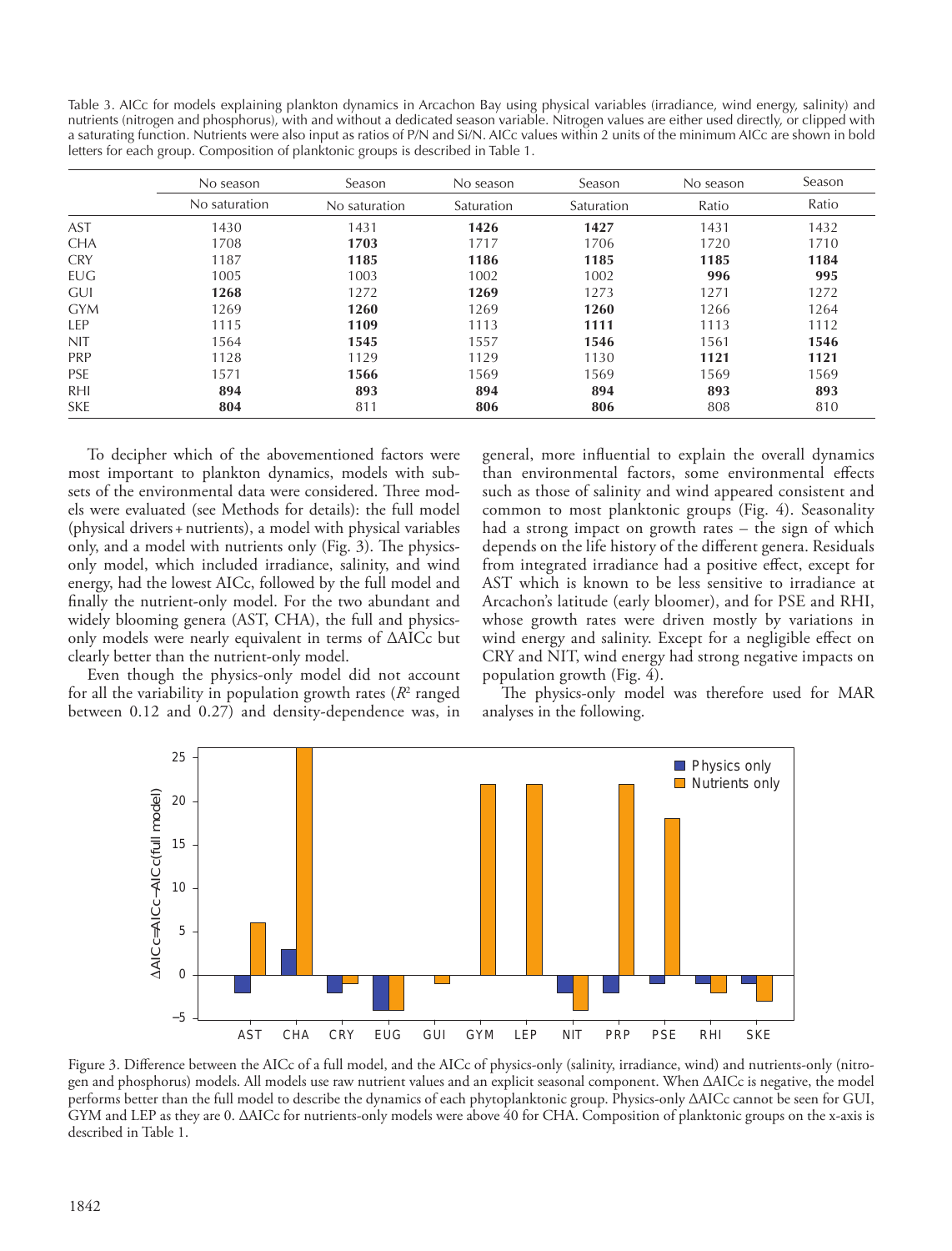Table 3. AICc for models explaining plankton dynamics in Arcachon Bay using physical variables (irradiance, wind energy, salinity) and nutrients (nitrogen and phosphorus), with and without a dedicated season variable. Nitrogen values are either used directly, or clipped with a saturating function. Nutrients were also input as ratios of P/N and Si/N. AICc values within 2 units of the minimum AICc are shown in bold letters for each group. Composition of planktonic groups is described in Table 1.

| | No season | Season | No season | Season | No season | Season |
|---|---|---|---|---|---|---|
| | No saturation | No saturation | Saturation | Saturation | Ratio | Ratio |
| AST | 1430 | 1431 | **1426** | **1427** | 1431 | 1432 |
| CHA | 1708 | **1703** | 1717 | 1706 | 1720 | 1710 |
| CRY | 1187 | **1185** | **1186** | **1185** | **1185** | **1184** |
| EUG | 1005 | 1003 | 1002 | 1002 | **996** | **995** |
| GUI | **1268** | 1272 | **1269** | 1273 | 1271 | 1272 |
| GYM | 1269 | **1260** | 1269 | **1260** | 1266 | 1264 |
| LEP | 1115 | **1109** | 1113 | **1111** | 1113 | 1112 |
| NIT | 1564 | **1545** | 1557 | **1546** | 1561 | **1546** |
| PRP | 1128 | 1129 | 1129 | 1130 | **1121** | **1121** |
| PSE | 1571 | **1566** | 1569 | 1569 | 1569 | 1569 |
| RHI | **894** | **893** | **894** | **894** | **893** | **893** |
| SKE | **804** | 811 | **806** | **806** | 808 | 810 |

To decipher which of the abovementioned factors were most important to plankton dynamics, models with subsets of the environmental data were considered. Three models were evaluated (see Methods for details): the full model (physical drivers + nutrients), a model with physical variables only, and a model with nutrients only (Fig. 3). The physics-only model, which included irradiance, salinity, and wind energy, had the lowest AICc, followed by the full model and finally the nutrient-only model. For the two abundant and widely blooming genera (AST, CHA), the full and physics-only models were nearly equivalent in terms of ΔAICc but clearly better than the nutrient-only model.

Even though the physics-only model did not account for all the variability in population growth rates ($R^2$ ranged between 0.12 and 0.27) and density-dependence was, in general, more influential to explain the overall dynamics than environmental factors, some environmental effects such as those of salinity and wind appeared consistent and common to most planktonic groups (Fig. 4). Seasonality had a strong impact on growth rates – the sign of which depends on the life history of the different genera. Residuals from integrated irradiance had a positive effect, except for AST which is known to be less sensitive to irradiance at Arcachon's latitude (early bloomer), and for PSE and RHI, whose growth rates were driven mostly by variations in wind energy and salinity. Except for a negligible effect on CRY and NIT, wind energy had strong negative impacts on population growth (Fig. 4).

The physics-only model was therefore used for MAR analyses in the following.

Figure 3. Difference between the AICc of a full model, and the AICc of physics-only (salinity, irradiance, wind) and nutrients-only (nitrogen and phosphorus) models. All models use raw nutrient values and an explicit seasonal component. When ΔAICc is negative, the model performs better than the full model to describe the dynamics of each phytoplanktonic group. Physics-only ΔAICc cannot be seen for GUI, GYM and LEP as they are 0. ΔAICc for nutrients-only models were above 40 for CHA. Composition of planktonic groups on the x-axis is described in Table 1.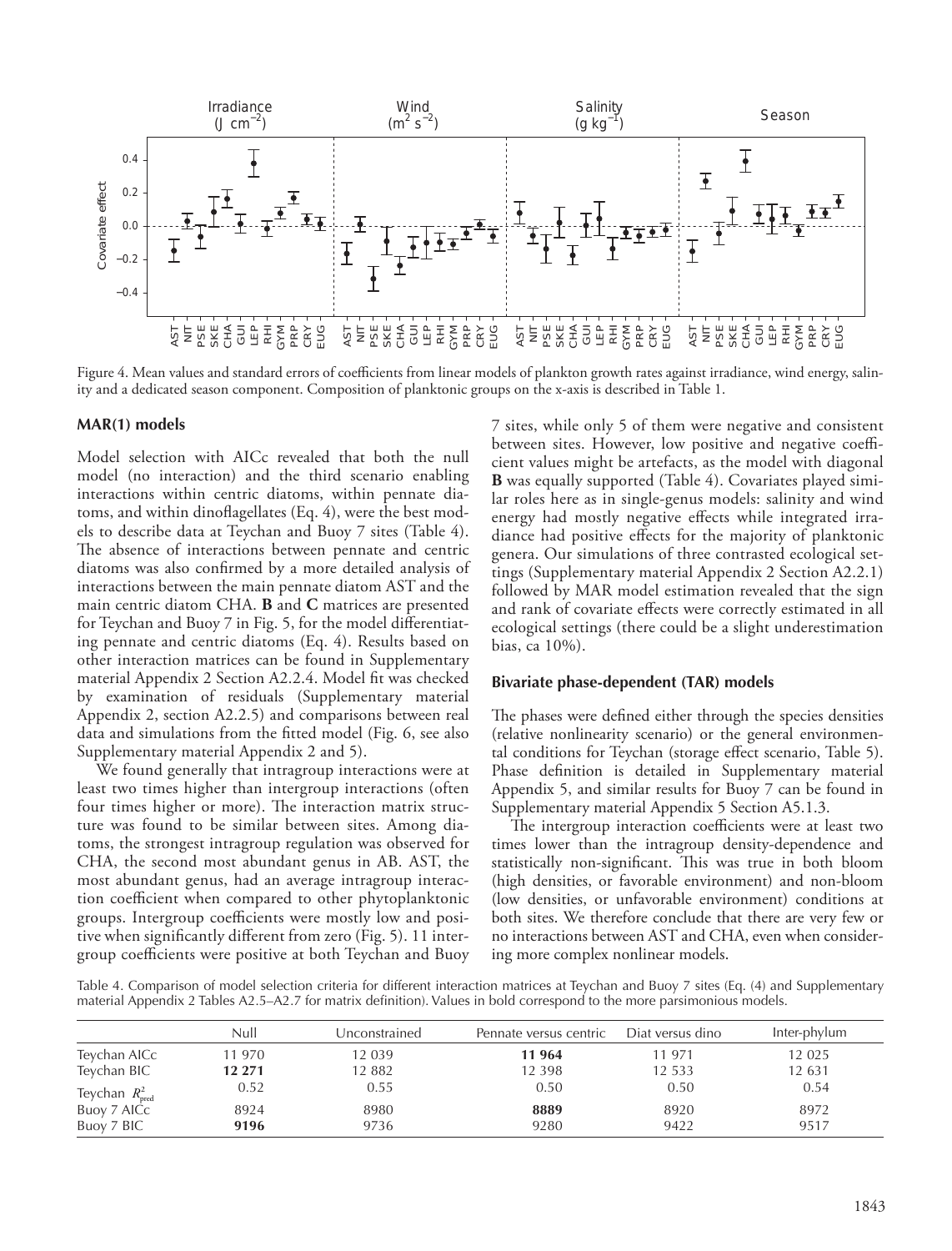Figure 4. Mean values and standard errors of coefficients from linear models of plankton growth rates against irradiance, wind energy, salinity and a dedicated season component. Composition of planktonic groups on the x-axis is described in Table 1.

### MAR(1) models

Model selection with AICc revealed that both the null model (no interaction) and the third scenario enabling interactions within centric diatoms, within pennate diatoms, and within dinoflagellates (Eq. 4), were the best models to describe data at Teychan and Buoy 7 sites (Table 4). The absence of interactions between pennate and centric diatoms was also confirmed by a more detailed analysis of interactions between the main pennate diatom AST and the main centric diatom CHA. **B** and **C** matrices are presented for Teychan and Buoy 7 in Fig. 5, for the model differentiating pennate and centric diatoms (Eq. 4). Results based on other interaction matrices can be found in Supplementary material Appendix 2 Section A2.2.4. Model fit was checked by examination of residuals (Supplementary material Appendix 2, section A2.2.5) and comparisons between real data and simulations from the fitted model (Fig. 6, see also Supplementary material Appendix 2 and 5).

We found generally that intragroup interactions were at least two times higher than intergroup interactions (often four times higher or more). The interaction matrix structure was found to be similar between sites. Among diatoms, the strongest intragroup regulation was observed for CHA, the second most abundant genus in AB. AST, the most abundant genus, had an average intragroup interaction coefficient when compared to other phytoplanktonic groups. Intergroup coefficients were mostly low and positive when significantly different from zero (Fig. 5). 11 intergroup coefficients were positive at both Teychan and Buoy 7 sites, while only 5 of them were negative and consistent between sites. However, low positive and negative coefficient values might be artefacts, as the model with diagonal **B** was equally supported (Table 4). Covariates played similar roles here as in single-genus models: salinity and wind energy had mostly negative effects while integrated irradiance had positive effects for the majority of planktonic genera. Our simulations of three contrasted ecological settings (Supplementary material Appendix 2 Section A2.2.1) followed by MAR model estimation revealed that the sign and rank of covariate effects were correctly estimated in all ecological settings (there could be a slight underestimation bias, ca 10%).

### Bivariate phase-dependent (TAR) models

The phases were defined either through the species densities (relative nonlinearity scenario) or the general environmental conditions for Teychan (storage effect scenario, Table 5). Phase definition is detailed in Supplementary material Appendix 5, and similar results for Buoy 7 can be found in Supplementary material Appendix 5 Section A5.1.3.

The intergroup interaction coefficients were at least two times lower than the intragroup density-dependence and statistically non-significant. This was true in both bloom (high densities, or favorable environment) and non-bloom (low densities, or unfavorable environment) conditions at both sites. We therefore conclude that there are very few or no interactions between AST and CHA, even when considering more complex nonlinear models.

Table 4. Comparison of model selection criteria for different interaction matrices at Teychan and Buoy 7 sites (Eq. (4) and Supplementary material Appendix 2 Tables A2.5–A2.7 for matrix definition). Values in bold correspond to the more parsimonious models.

| | Null | Unconstrained | Pennate versus centric | Diat versus dino | Inter-phylum |
|---|---|---|---|---|---|
| Teychan AICc | 11 970 | 12 039 | **11 964** | 11 971 | 12 025 |
| Teychan BIC | **12 271** | 12 882 | 12 398 | 12 533 | 12 631 |
| Teychan $R^2_{pred}$ | 0.52 | 0.55 | 0.50 | 0.50 | 0.54 |
| Buoy 7 AICc | 8924 | 8980 | **8889** | 8920 | 8972 |
| Buoy 7 BIC | **9196** | 9736 | 9280 | 9422 | 9517 |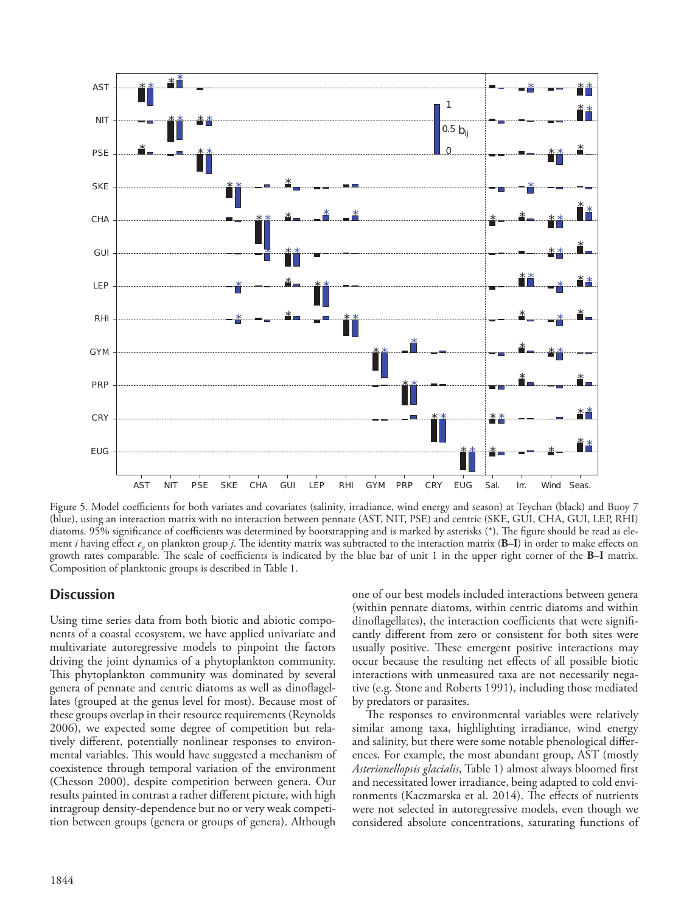Figure 5. Model coefficients for both variates and covariates (salinity, irradiance, wind energy and season) at Teychan (black) and Buoy 7 (blue), using an interaction matrix with no interaction between pennate (AST, NIT, PSE) and centric (SKE, GUI, CHA, GUI, LEP, RHI) diatoms. 95% significance of coefficients was determined by bootstrapping and is marked by asterisks (*). The figure should be read as element *i* having effect $e_{ji}$ on plankton group *j*. The identity matrix was subtracted to the interaction matrix (**B**–**I**) in order to make effects on growth rates comparable. The scale of coefficients is indicated by the blue bar of unit 1 in the upper right corner of the **B**–**I** matrix. Composition of planktonic groups is described in Table 1.

## Discussion

Using time series data from both biotic and abiotic components of a coastal ecosystem, we have applied univariate and multivariate autoregressive models to pinpoint the factors driving the joint dynamics of a phytoplankton community. This phytoplankton community was dominated by several genera of pennate and centric diatoms as well as dinoflagellates (grouped at the genus level for most). Because most of these groups overlap in their resource requirements (Reynolds 2006), we expected some degree of competition but relatively different, potentially nonlinear responses to environmental variables. This would have suggested a mechanism of coexistence through temporal variation of the environment (Chesson 2000), despite competition between genera. Our results painted in contrast a rather different picture, with high intragroup density-dependence but no or very weak competition between groups (genera or groups of genera). Although one of our best models included interactions between genera (within pennate diatoms, within centric diatoms and within dinoflagellates), the interaction coefficients that were significantly different from zero or consistent for both sites were usually positive. These emergent positive interactions may occur because the resulting net effects of all possible biotic interactions with unmeasured taxa are not necessarily negative (e.g. Stone and Roberts 1991), including those mediated by predators or parasites.

The responses to environmental variables were relatively similar among taxa, highlighting irradiance, wind energy and salinity, but there were some notable phenological differences. For example, the most abundant group, AST (mostly *Asterionellopsis glacialis*, Table 1) almost always bloomed first and necessitated lower irradiance, being adapted to cold environments (Kaczmarska et al. 2014). The effects of nutrients were not selected in autoregressive models, even though we considered absolute concentrations, saturating functions of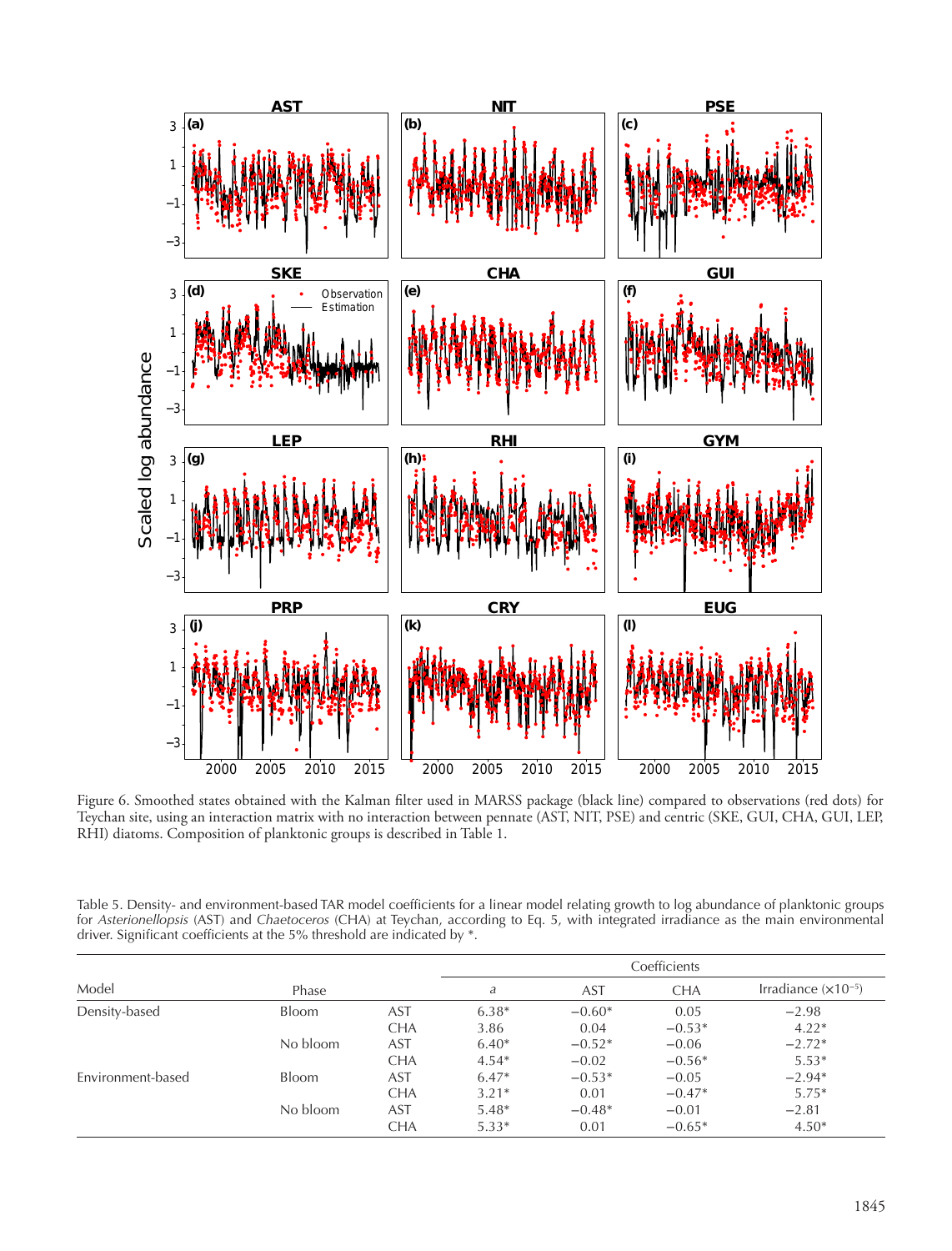Figure 6. Smoothed states obtained with the Kalman filter used in MARSS package (black line) compared to observations (red dots) for Teychan site, using an interaction matrix with no interaction between pennate (AST, NIT, PSE) and centric (SKE, GUI, CHA, GUI, LEP, RHI) diatoms. Composition of planktonic groups is described in Table 1.

Table 5. Density- and environment-based TAR model coefficients for a linear model relating growth to log abundance of planktonic groups for *Asterionellopsis* (AST) and *Chaetoceros* (CHA) at Teychan, according to Eq. 5, with integrated irradiance as the main environmental driver. Significant coefficients at the 5% threshold are indicated by *.

| Model | Phase | | Coefficients | | | |
|---|---|---|---|---|---|---|
| | | | $a$ | AST | CHA | Irradiance ($\times 10^{-5}$) |
| Density-based | Bloom | AST | 6.38* | −0.60* | 0.05 | −2.98 |
| | | CHA | 3.86 | 0.04 | −0.53* | 4.22* |
| | No bloom | AST | 6.40* | −0.52* | −0.06 | −2.72* |
| | | CHA | 4.54* | −0.02 | −0.56* | 5.53* |
| Environment-based | Bloom | AST | 6.47* | −0.53* | −0.05 | −2.94* |
| | | CHA | 3.21* | 0.01 | −0.47* | 5.75* |
| | No bloom | AST | 5.48* | −0.48* | −0.01 | −2.81 |
| | | CHA | 5.33* | 0.01 | −0.65* | 4.50* |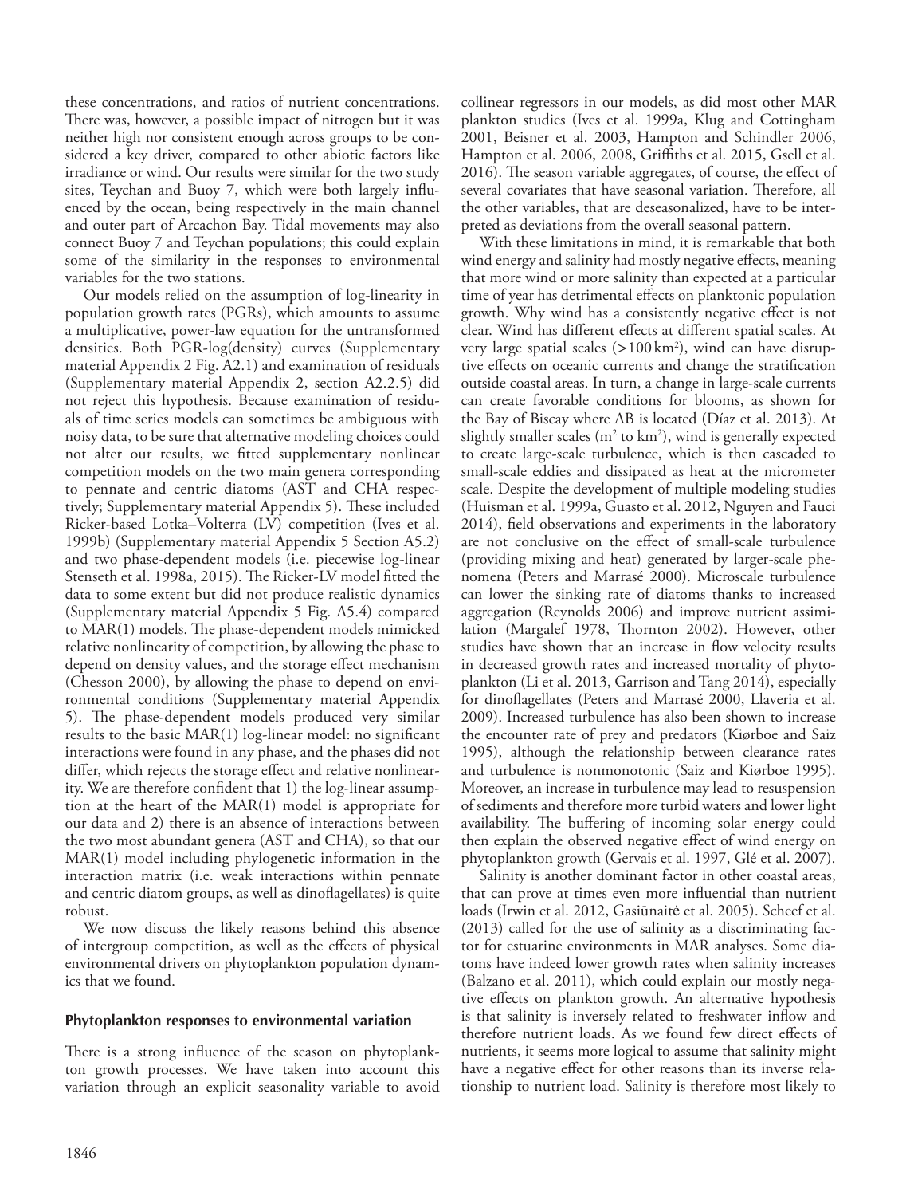these concentrations, and ratios of nutrient concentrations. There was, however, a possible impact of nitrogen but it was neither high nor consistent enough across groups to be considered a key driver, compared to other abiotic factors like irradiance or wind. Our results were similar for the two study sites, Teychan and Buoy 7, which were both largely influenced by the ocean, being respectively in the main channel and outer part of Arcachon Bay. Tidal movements may also connect Buoy 7 and Teychan populations; this could explain some of the similarity in the responses to environmental variables for the two stations.

Our models relied on the assumption of log-linearity in population growth rates (PGRs), which amounts to assume a multiplicative, power-law equation for the untransformed densities. Both PGR-log(density) curves (Supplementary material Appendix 2 Fig. A2.1) and examination of residuals (Supplementary material Appendix 2, section A2.2.5) did not reject this hypothesis. Because examination of residuals of time series models can sometimes be ambiguous with noisy data, to be sure that alternative modeling choices could not alter our results, we fitted supplementary nonlinear competition models on the two main genera corresponding to pennate and centric diatoms (AST and CHA respectively; Supplementary material Appendix 5). These included Ricker-based Lotka–Volterra (LV) competition (Ives et al. 1999b) (Supplementary material Appendix 5 Section A5.2) and two phase-dependent models (i.e. piecewise log-linear Stenseth et al. 1998a, 2015). The Ricker-LV model fitted the data to some extent but did not produce realistic dynamics (Supplementary material Appendix 5 Fig. A5.4) compared to MAR(1) models. The phase-dependent models mimicked relative nonlinearity of competition, by allowing the phase to depend on density values, and the storage effect mechanism (Chesson 2000), by allowing the phase to depend on environmental conditions (Supplementary material Appendix 5). The phase-dependent models produced very similar results to the basic MAR(1) log-linear model: no significant interactions were found in any phase, and the phases did not differ, which rejects the storage effect and relative nonlinearity. We are therefore confident that 1) the log-linear assumption at the heart of the MAR(1) model is appropriate for our data and 2) there is an absence of interactions between the two most abundant genera (AST and CHA), so that our MAR(1) model including phylogenetic information in the interaction matrix (i.e. weak interactions within pennate and centric diatom groups, as well as dinoflagellates) is quite robust.

We now discuss the likely reasons behind this absence of intergroup competition, as well as the effects of physical environmental drivers on phytoplankton population dynamics that we found.

### Phytoplankton responses to environmental variation

There is a strong influence of the season on phytoplankton growth processes. We have taken into account this variation through an explicit seasonality variable to avoid collinear regressors in our models, as did most other MAR plankton studies (Ives et al. 1999a, Klug and Cottingham 2001, Beisner et al. 2003, Hampton and Schindler 2006, Hampton et al. 2006, 2008, Griffiths et al. 2015, Gsell et al. 2016). The season variable aggregates, of course, the effect of several covariates that have seasonal variation. Therefore, all the other variables, that are deseasonalized, have to be interpreted as deviations from the overall seasonal pattern.

With these limitations in mind, it is remarkable that both wind energy and salinity had mostly negative effects, meaning that more wind or more salinity than expected at a particular time of year has detrimental effects on planktonic population growth. Why wind has a consistently negative effect is not clear. Wind has different effects at different spatial scales. At very large spatial scales (>100 km$^2$), wind can have disruptive effects on oceanic currents and change the stratification outside coastal areas. In turn, a change in large-scale currents can create favorable conditions for blooms, as shown for the Bay of Biscay where AB is located (Díaz et al. 2013). At slightly smaller scales (m$^2$ to km$^2$), wind is generally expected to create large-scale turbulence, which is then cascaded to small-scale eddies and dissipated as heat at the micrometer scale. Despite the development of multiple modeling studies (Huisman et al. 1999a, Guasto et al. 2012, Nguyen and Fauci 2014), field observations and experiments in the laboratory are not conclusive on the effect of small-scale turbulence (providing mixing and heat) generated by larger-scale phenomena (Peters and Marrasé 2000). Microscale turbulence can lower the sinking rate of diatoms thanks to increased aggregation (Reynolds 2006) and improve nutrient assimilation (Margalef 1978, Thornton 2002). However, other studies have shown that an increase in flow velocity results in decreased growth rates and increased mortality of phytoplankton (Li et al. 2013, Garrison and Tang 2014), especially for dinoflagellates (Peters and Marrasé 2000, Llaveria et al. 2009). Increased turbulence has also been shown to increase the encounter rate of prey and predators (Kiørboe and Saiz 1995), although the relationship between clearance rates and turbulence is nonmonotonic (Saiz and Kiørboe 1995). Moreover, an increase in turbulence may lead to resuspension of sediments and therefore more turbid waters and lower light availability. The buffering of incoming solar energy could then explain the observed negative effect of wind energy on phytoplankton growth (Gervais et al. 1997, Glé et al. 2007).

Salinity is another dominant factor in other coastal areas, that can prove at times even more influential than nutrient loads (Irwin et al. 2012, Gasiūnaitė et al. 2005). Scheef et al. (2013) called for the use of salinity as a discriminating factor for estuarine environments in MAR analyses. Some diatoms have indeed lower growth rates when salinity increases (Balzano et al. 2011), which could explain our mostly negative effects on plankton growth. An alternative hypothesis is that salinity is inversely related to freshwater inflow and therefore nutrient loads. As we found few direct effects of nutrients, it seems more logical to assume that salinity might have a negative effect for other reasons than its inverse relationship to nutrient load. Salinity is therefore most likely to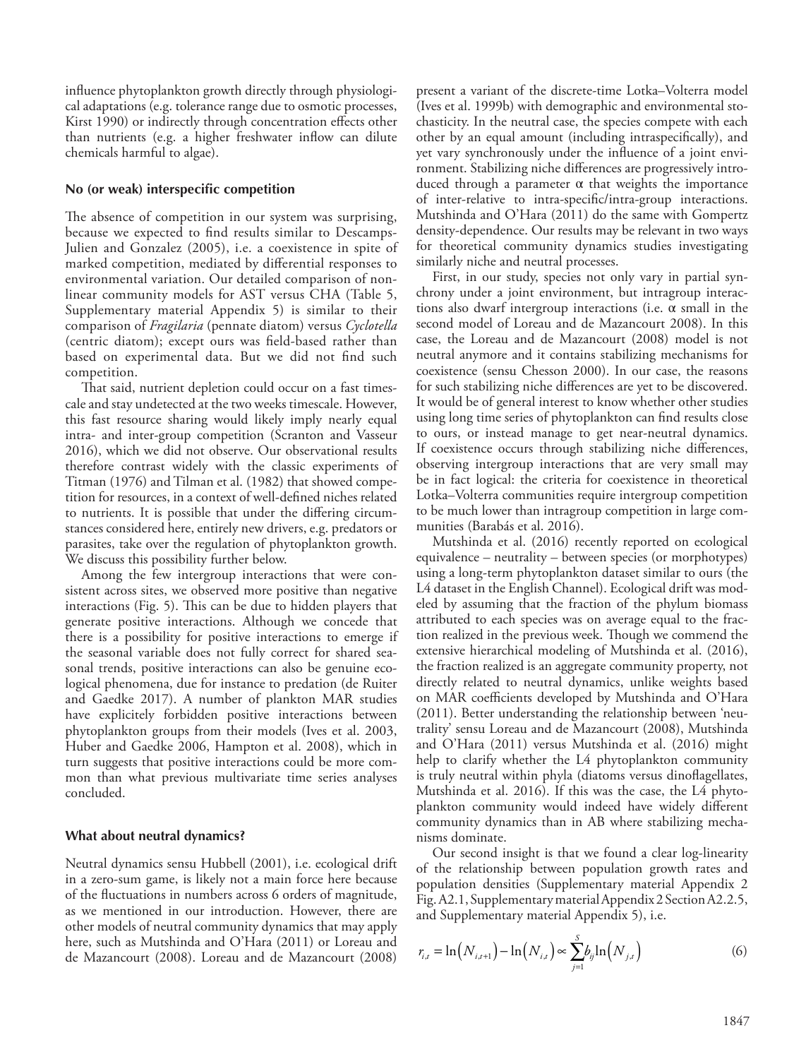influence phytoplankton growth directly through physiological adaptations (e.g. tolerance range due to osmotic processes, Kirst 1990) or indirectly through concentration effects other than nutrients (e.g. a higher freshwater inflow can dilute chemicals harmful to algae).

### No (or weak) interspecific competition

The absence of competition in our system was surprising, because we expected to find results similar to Descamps-Julien and Gonzalez (2005), i.e. a coexistence in spite of marked competition, mediated by differential responses to environmental variation. Our detailed comparison of nonlinear community models for AST versus CHA (Table 5, Supplementary material Appendix 5) is similar to their comparison of *Fragilaria* (pennate diatom) versus *Cyclotella* (centric diatom); except ours was field-based rather than based on experimental data. But we did not find such competition.

That said, nutrient depletion could occur on a fast timescale and stay undetected at the two weeks timescale. However, this fast resource sharing would likely imply nearly equal intra- and inter-group competition (Scranton and Vasseur 2016), which we did not observe. Our observational results therefore contrast widely with the classic experiments of Titman (1976) and Tilman et al. (1982) that showed competition for resources, in a context of well-defined niches related to nutrients. It is possible that under the differing circumstances considered here, entirely new drivers, e.g. predators or parasites, take over the regulation of phytoplankton growth. We discuss this possibility further below.

Among the few intergroup interactions that were consistent across sites, we observed more positive than negative interactions (Fig. 5). This can be due to hidden players that generate positive interactions. Although we concede that there is a possibility for positive interactions to emerge if the seasonal variable does not fully correct for shared seasonal trends, positive interactions can also be genuine ecological phenomena, due for instance to predation (de Ruiter and Gaedke 2017). A number of plankton MAR studies have explicitely forbidden positive interactions between phytoplankton groups from their models (Ives et al. 2003, Huber and Gaedke 2006, Hampton et al. 2008), which in turn suggests that positive interactions could be more common than what previous multivariate time series analyses concluded.

### What about neutral dynamics?

Neutral dynamics sensu Hubbell (2001), i.e. ecological drift in a zero-sum game, is likely not a main force here because of the fluctuations in numbers across 6 orders of magnitude, as we mentioned in our introduction. However, there are other models of neutral community dynamics that may apply here, such as Mutshinda and O'Hara (2011) or Loreau and de Mazancourt (2008). Loreau and de Mazancourt (2008) present a variant of the discrete-time Lotka–Volterra model (Ives et al. 1999b) with demographic and environmental stochasticity. In the neutral case, the species compete with each other by an equal amount (including intraspecifically), and yet vary synchronously under the influence of a joint environment. Stabilizing niche differences are progressively introduced through a parameter $\alpha$ that weights the importance of inter-relative to intra-specific/intra-group interactions. Mutshinda and O'Hara (2011) do the same with Gompertz density-dependence. Our results may be relevant in two ways for theoretical community dynamics studies investigating similarly niche and neutral processes.

First, in our study, species not only vary in partial synchrony under a joint environment, but intragroup interactions also dwarf intergroup interactions (i.e. $\alpha$ small in the second model of Loreau and de Mazancourt 2008). In this case, the Loreau and de Mazancourt (2008) model is not neutral anymore and it contains stabilizing mechanisms for coexistence (sensu Chesson 2000). In our case, the reasons for such stabilizing niche differences are yet to be discovered. It would be of general interest to know whether other studies using long time series of phytoplankton can find results close to ours, or instead manage to get near-neutral dynamics. If coexistence occurs through stabilizing niche differences, observing intergroup interactions that are very small may be in fact logical: the criteria for coexistence in theoretical Lotka–Volterra communities require intergroup competition to be much lower than intragroup competition in large communities (Barabás et al. 2016).

Mutshinda et al. (2016) recently reported on ecological equivalence – neutrality – between species (or morphotypes) using a long-term phytoplankton dataset similar to ours (the L4 dataset in the English Channel). Ecological drift was modeled by assuming that the fraction of the phylum biomass attributed to each species was on average equal to the fraction realized in the previous week. Though we commend the extensive hierarchical modeling of Mutshinda et al. (2016), the fraction realized is an aggregate community property, not directly related to neutral dynamics, unlike weights based on MAR coefficients developed by Mutshinda and O'Hara (2011). Better understanding the relationship between 'neutrality' sensu Loreau and de Mazancourt (2008), Mutshinda and O'Hara (2011) versus Mutshinda et al. (2016) might help to clarify whether the L4 phytoplankton community is truly neutral within phyla (diatoms versus dinoflagellates, Mutshinda et al. 2016). If this was the case, the L4 phytoplankton community would indeed have widely different community dynamics than in AB where stabilizing mechanisms dominate.

Our second insight is that we found a clear log-linearity of the relationship between population growth rates and population densities (Supplementary material Appendix 2 Fig. A2.1, Supplementary material Appendix 2 Section A2.2.5, and Supplementary material Appendix 5), i.e.

$$r_{i,t} = \ln\left(N_{i,t+1}\right) - \ln\left(N_{i,t}\right) \propto \sum_{j=1}^{S} b_{ij} \ln\left(N_{j,t}\right) \tag{6}$$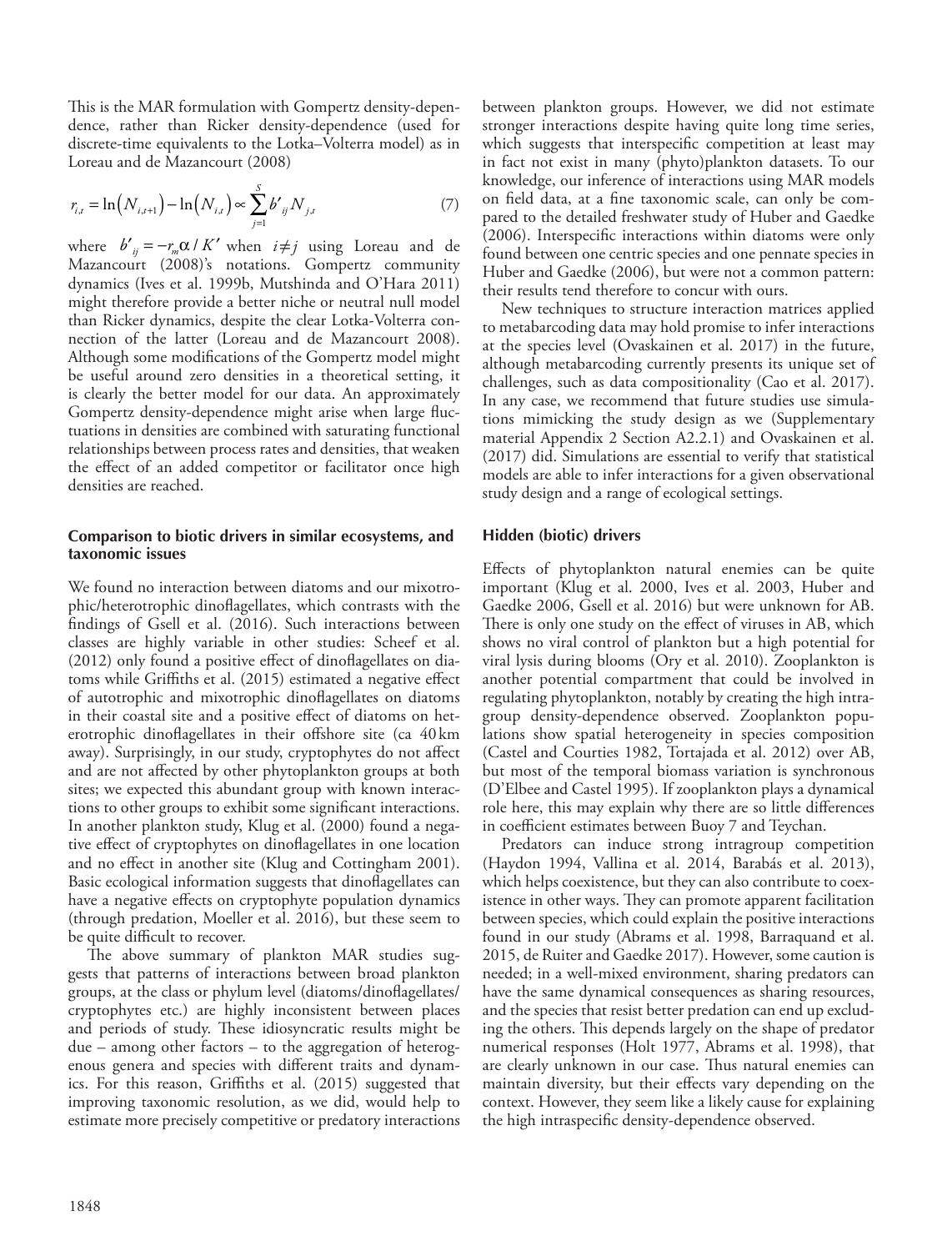This is the MAR formulation with Gompertz density-dependence, rather than Ricker density-dependence (used for discrete-time equivalents to the Lotka–Volterra model) as in Loreau and de Mazancourt (2008)

$$r_{i,t} = \ln\left(N_{i,t+1}\right) - \ln\left(N_{i,t}\right) \propto \sum_{j=1}^{S} b'_{ij} N_{j,t} \quad (7)$$

where $b'_{ij} = -r_m \alpha / K'$ when $i \neq j$ using Loreau and de Mazancourt (2008)'s notations. Gompertz community dynamics (Ives et al. 1999b, Mutshinda and O'Hara 2011) might therefore provide a better niche or neutral null model than Ricker dynamics, despite the clear Lotka-Volterra connection of the latter (Loreau and de Mazancourt 2008). Although some modifications of the Gompertz model might be useful around zero densities in a theoretical setting, it is clearly the better model for our data. An approximately Gompertz density-dependence might arise when large fluctuations in densities are combined with saturating functional relationships between process rates and densities, that weaken the effect of an added competitor or facilitator once high densities are reached.

### Comparison to biotic drivers in similar ecosystems, and taxonomic issues

We found no interaction between diatoms and our mixotrophic/heterotrophic dinoflagellates, which contrasts with the findings of Gsell et al. (2016). Such interactions between classes are highly variable in other studies: Scheef et al. (2012) only found a positive effect of dinoflagellates on diatoms while Griffiths et al. (2015) estimated a negative effect of autotrophic and mixotrophic dinoflagellates on diatoms in their coastal site and a positive effect of diatoms on heterotrophic dinoflagellates in their offshore site (ca 40 km away). Surprisingly, in our study, cryptophytes do not affect and are not affected by other phytoplankton groups at both sites; we expected this abundant group with known interactions to other groups to exhibit some significant interactions. In another plankton study, Klug et al. (2000) found a negative effect of cryptophytes on dinoflagellates in one location and no effect in another site (Klug and Cottingham 2001). Basic ecological information suggests that dinoflagellates can have a negative effects on cryptophyte population dynamics (through predation, Moeller et al. 2016), but these seem to be quite difficult to recover.

The above summary of plankton MAR studies suggests that patterns of interactions between broad plankton groups, at the class or phylum level (diatoms/dinoflagellates/cryptophytes etc.) are highly inconsistent between places and periods of study. These idiosyncratic results might be due – among other factors – to the aggregation of heterogenous genera and species with different traits and dynamics. For this reason, Griffiths et al. (2015) suggested that improving taxonomic resolution, as we did, would help to estimate more precisely competitive or predatory interactions between plankton groups. However, we did not estimate stronger interactions despite having quite long time series, which suggests that interspecific competition at least may in fact not exist in many (phyto)plankton datasets. To our knowledge, our inference of interactions using MAR models on field data, at a fine taxonomic scale, can only be compared to the detailed freshwater study of Huber and Gaedke (2006). Interspecific interactions within diatoms were only found between one centric species and one pennate species in Huber and Gaedke (2006), but were not a common pattern: their results tend therefore to concur with ours.

New techniques to structure interaction matrices applied to metabarcoding data may hold promise to infer interactions at the species level (Ovaskainen et al. 2017) in the future, although metabarcoding currently presents its unique set of challenges, such as data compositionality (Cao et al. 2017). In any case, we recommend that future studies use simulations mimicking the study design as we (Supplementary material Appendix 2 Section A2.2.1) and Ovaskainen et al. (2017) did. Simulations are essential to verify that statistical models are able to infer interactions for a given observational study design and a range of ecological settings.

### Hidden (biotic) drivers

Effects of phytoplankton natural enemies can be quite important (Klug et al. 2000, Ives et al. 2003, Huber and Gaedke 2006, Gsell et al. 2016) but were unknown for AB. There is only one study on the effect of viruses in AB, which shows no viral control of plankton but a high potential for viral lysis during blooms (Ory et al. 2010). Zooplankton is another potential compartment that could be involved in regulating phytoplankton, notably by creating the high intragroup density-dependence observed. Zooplankton populations show spatial heterogeneity in species composition (Castel and Courties 1982, Tortajada et al. 2012) over AB, but most of the temporal biomass variation is synchronous (D'Elbee and Castel 1995). If zooplankton plays a dynamical role here, this may explain why there are so little differences in coefficient estimates between Buoy 7 and Teychan.

Predators can induce strong intragroup competition (Haydon 1994, Vallina et al. 2014, Barabás et al. 2013), which helps coexistence, but they can also contribute to coexistence in other ways. They can promote apparent facilitation between species, which could explain the positive interactions found in our study (Abrams et al. 1998, Barraquand et al. 2015, de Ruiter and Gaedke 2017). However, some caution is needed; in a well-mixed environment, sharing predators can have the same dynamical consequences as sharing resources, and the species that resist better predation can end up excluding the others. This depends largely on the shape of predator numerical responses (Holt 1977, Abrams et al. 1998), that are clearly unknown in our case. Thus natural enemies can maintain diversity, but their effects vary depending on the context. However, they seem like a likely cause for explaining the high intraspecific density-dependence observed.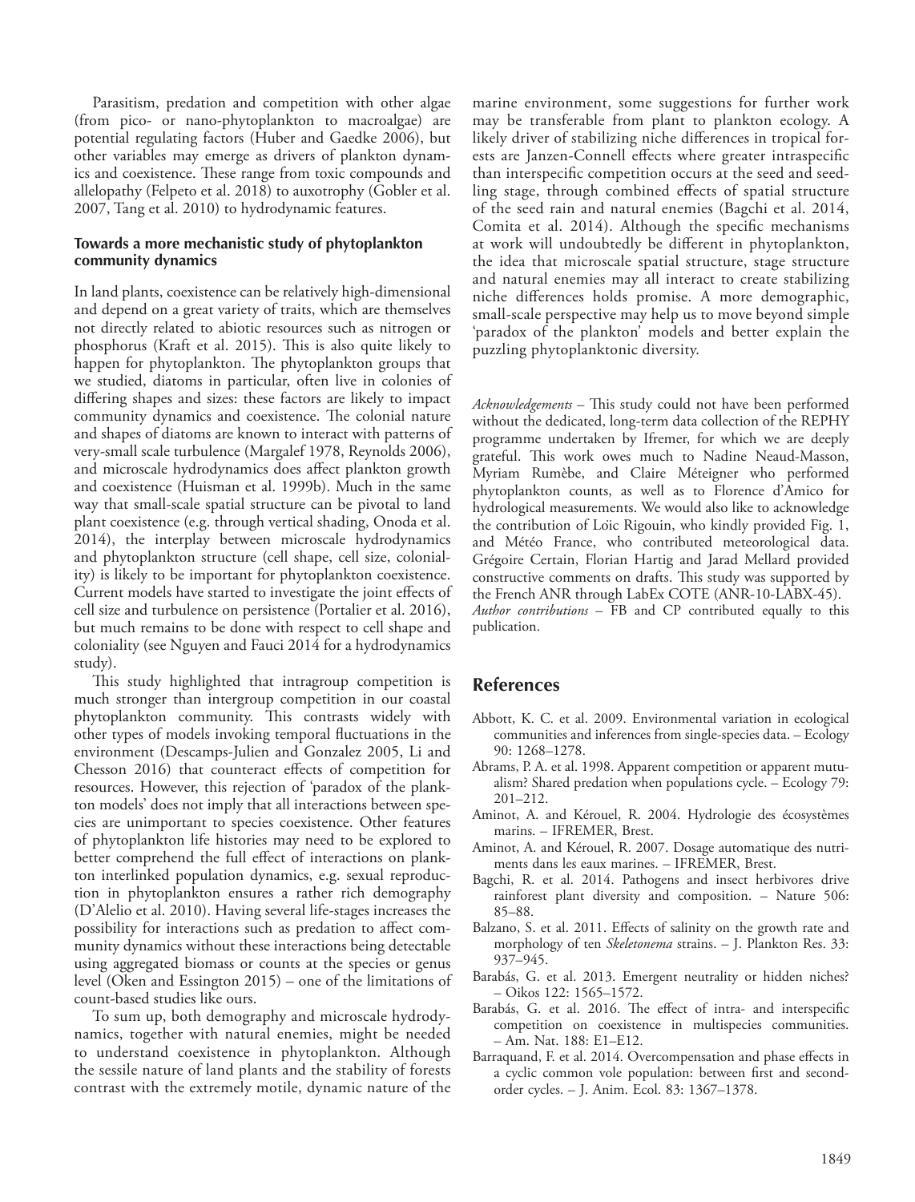Parasitism, predation and competition with other algae (from pico- or nano-phytoplankton to macroalgae) are potential regulating factors (Huber and Gaedke 2006), but other variables may emerge as drivers of plankton dynamics and coexistence. These range from toxic compounds and allelopathy (Felpeto et al. 2018) to auxotrophy (Gobler et al. 2007, Tang et al. 2010) to hydrodynamic features.

#### Towards a more mechanistic study of phytoplankton community dynamics

In land plants, coexistence can be relatively high-dimensional and depend on a great variety of traits, which are themselves not directly related to abiotic resources such as nitrogen or phosphorus (Kraft et al. 2015). This is also quite likely to happen for phytoplankton. The phytoplankton groups that we studied, diatoms in particular, often live in colonies of differing shapes and sizes: these factors are likely to impact community dynamics and coexistence. The colonial nature and shapes of diatoms are known to interact with patterns of very-small scale turbulence (Margalef 1978, Reynolds 2006), and microscale hydrodynamics does affect plankton growth and coexistence (Huisman et al. 1999b). Much in the same way that small-scale spatial structure can be pivotal to land plant coexistence (e.g. through vertical shading, Onoda et al. 2014), the interplay between microscale hydrodynamics and phytoplankton structure (cell shape, cell size, coloniality) is likely to be important for phytoplankton coexistence. Current models have started to investigate the joint effects of cell size and turbulence on persistence (Portalier et al. 2016), but much remains to be done with respect to cell shape and coloniality (see Nguyen and Fauci 2014 for a hydrodynamics study).

This study highlighted that intragroup competition is much stronger than intergroup competition in our coastal phytoplankton community. This contrasts widely with other types of models invoking temporal fluctuations in the environment (Descamps-Julien and Gonzalez 2005, Li and Chesson 2016) that counteract effects of competition for resources. However, this rejection of 'paradox of the plankton models' does not imply that all interactions between species are unimportant to species coexistence. Other features of phytoplankton life histories may need to be explored to better comprehend the full effect of interactions on plankton interlinked population dynamics, e.g. sexual reproduction in phytoplankton ensures a rather rich demography (D'Alelio et al. 2010). Having several life-stages increases the possibility for interactions such as predation to affect community dynamics without these interactions being detectable using aggregated biomass or counts at the species or genus level (Oken and Essington 2015) – one of the limitations of count-based studies like ours.

To sum up, both demography and microscale hydrodynamics, together with natural enemies, might be needed to understand coexistence in phytoplankton. Although the sessile nature of land plants and the stability of forests contrast with the extremely motile, dynamic nature of the marine environment, some suggestions for further work may be transferable from plant to plankton ecology. A likely driver of stabilizing niche differences in tropical forests are Janzen-Connell effects where greater intraspecific than interspecific competition occurs at the seed and seedling stage, through combined effects of spatial structure of the seed rain and natural enemies (Bagchi et al. 2014, Comita et al. 2014). Although the specific mechanisms at work will undoubtedly be different in phytoplankton, the idea that microscale spatial structure, stage structure and natural enemies may all interact to create stabilizing niche differences holds promise. A more demographic, small-scale perspective may help us to move beyond simple 'paradox of the plankton' models and better explain the puzzling phytoplanktonic diversity.

*Acknowledgements* – This study could not have been performed without the dedicated, long-term data collection of the REPHY programme undertaken by Ifremer, for which we are deeply grateful. This work owes much to Nadine Neaud-Masson, Myriam Rumèbe, and Claire Méteigner who performed phytoplankton counts, as well as to Florence d'Amico for hydrological measurements. We would also like to acknowledge the contribution of Loïc Rigouin, who kindly provided Fig. 1, and Météo France, who contributed meteorological data. Grégoire Certain, Florian Hartig and Jarad Mellard provided constructive comments on drafts. This study was supported by the French ANR through LabEx COTE (ANR-10-LABX-45).
*Author contributions* – FB and CP contributed equally to this publication.

## References

Abbott, K. C. et al. 2009. Environmental variation in ecological communities and inferences from single-species data. – Ecology 90: 1268–1278.

Abrams, P. A. et al. 1998. Apparent competition or apparent mutualism? Shared predation when populations cycle. – Ecology 79: 201–212.

Aminot, A. and Kérouel, R. 2004. Hydrologie des écosystèmes marins. – IFREMER, Brest.

Aminot, A. and Kérouel, R. 2007. Dosage automatique des nutriments dans les eaux marines. – IFREMER, Brest.

Bagchi, R. et al. 2014. Pathogens and insect herbivores drive rainforest plant diversity and composition. – Nature 506: 85–88.

Balzano, S. et al. 2011. Effects of salinity on the growth rate and morphology of ten *Skeletonema* strains. – J. Plankton Res. 33: 937–945.

Barabás, G. et al. 2013. Emergent neutrality or hidden niches? – Oikos 122: 1565–1572.

Barabás, G. et al. 2016. The effect of intra- and interspecific competition on coexistence in multispecies communities. – Am. Nat. 188: E1–E12.

Barraquand, F. et al. 2014. Overcompensation and phase effects in a cyclic common vole population: between first and second-order cycles. – J. Anim. Ecol. 83: 1367–1378.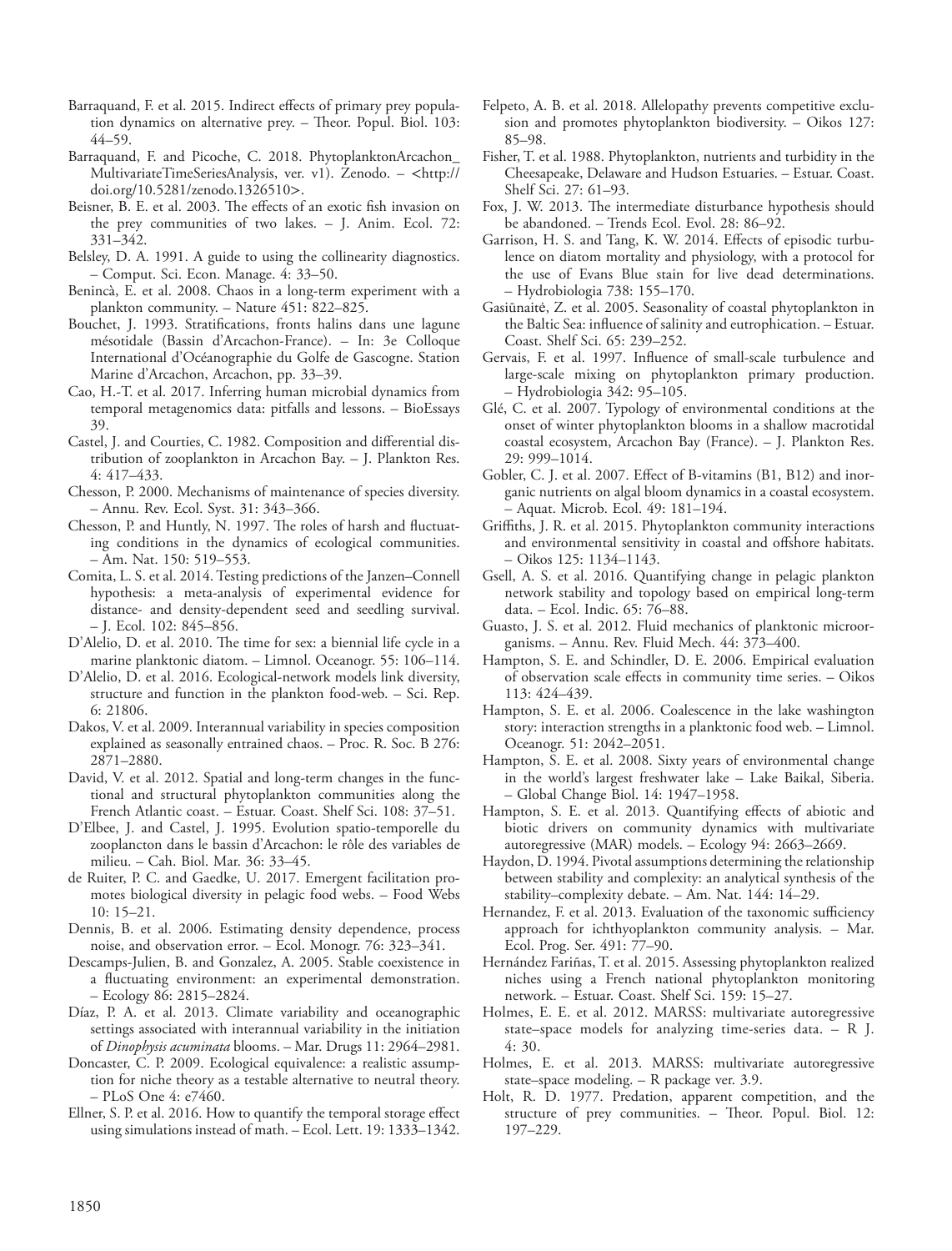Barraquand, F. et al. 2015. Indirect effects of primary prey population dynamics on alternative prey. – Theor. Popul. Biol. 103: 44–59.

Barraquand, F. and Picoche, C. 2018. PhytoplanktonArcachon_MultivariateTimeSeriesAnalysis, ver. v1). Zenodo. – <http://doi.org/10.5281/zenodo.1326510>.

Beisner, B. E. et al. 2003. The effects of an exotic fish invasion on the prey communities of two lakes. – J. Anim. Ecol. 72: 331–342.

Belsley, D. A. 1991. A guide to using the collinearity diagnostics. – Comput. Sci. Econ. Manage. 4: 33–50.

Benincà, E. et al. 2008. Chaos in a long-term experiment with a plankton community. – Nature 451: 822–825.

Bouchet, J. 1993. Stratifications, fronts halins dans une lagune mésotidale (Bassin d'Arcachon-France). – In: 3e Colloque International d'Océanographie du Golfe de Gascogne. Station Marine d'Arcachon, Arcachon, pp. 33–39.

Cao, H.-T. et al. 2017. Inferring human microbial dynamics from temporal metagenomics data: pitfalls and lessons. – BioEssays 39.

Castel, J. and Courties, C. 1982. Composition and differential distribution of zooplankton in Arcachon Bay. – J. Plankton Res. 4: 417–433.

Chesson, P. 2000. Mechanisms of maintenance of species diversity. – Annu. Rev. Ecol. Syst. 31: 343–366.

Chesson, P. and Huntly, N. 1997. The roles of harsh and fluctuating conditions in the dynamics of ecological communities. – Am. Nat. 150: 519–553.

Comita, L. S. et al. 2014. Testing predictions of the Janzen–Connell hypothesis: a meta-analysis of experimental evidence for distance- and density-dependent seed and seedling survival. – J. Ecol. 102: 845–856.

D'Alelio, D. et al. 2010. The time for sex: a biennial life cycle in a marine planktonic diatom. – Limnol. Oceanogr. 55: 106–114.

D'Alelio, D. et al. 2016. Ecological-network models link diversity, structure and function in the plankton food-web. – Sci. Rep. 6: 21806.

Dakos, V. et al. 2009. Interannual variability in species composition explained as seasonally entrained chaos. – Proc. R. Soc. B 276: 2871–2880.

David, V. et al. 2012. Spatial and long-term changes in the functional and structural phytoplankton communities along the French Atlantic coast. – Estuar. Coast. Shelf Sci. 108: 37–51.

D'Elbee, J. and Castel, J. 1995. Evolution spatio-temporelle du zooplancton dans le bassin d'Arcachon: le rôle des variables de milieu. – Cah. Biol. Mar. 36: 33–45.

de Ruiter, P. C. and Gaedke, U. 2017. Emergent facilitation promotes biological diversity in pelagic food webs. – Food Webs 10: 15–21.

Dennis, B. et al. 2006. Estimating density dependence, process noise, and observation error. – Ecol. Monogr. 76: 323–341.

Descamps-Julien, B. and Gonzalez, A. 2005. Stable coexistence in a fluctuating environment: an experimental demonstration. – Ecology 86: 2815–2824.

Díaz, P. A. et al. 2013. Climate variability and oceanographic settings associated with interannual variability in the initiation of *Dinophysis acuminata* blooms. – Mar. Drugs 11: 2964–2981.

Doncaster, C. P. 2009. Ecological equivalence: a realistic assumption for niche theory as a testable alternative to neutral theory. – PLoS One 4: e7460.

Ellner, S. P. et al. 2016. How to quantify the temporal storage effect using simulations instead of math. – Ecol. Lett. 19: 1333–1342.

Felpeto, A. B. et al. 2018. Allelopathy prevents competitive exclusion and promotes phytoplankton biodiversity. – Oikos 127: 85–98.

Fisher, T. et al. 1988. Phytoplankton, nutrients and turbidity in the Cheesapeake, Delaware and Hudson Estuaries. – Estuar. Coast. Shelf Sci. 27: 61–93.

Fox, J. W. 2013. The intermediate disturbance hypothesis should be abandoned. – Trends Ecol. Evol. 28: 86–92.

Garrison, H. S. and Tang, K. W. 2014. Effects of episodic turbulence on diatom mortality and physiology, with a protocol for the use of Evans Blue stain for live dead determinations. – Hydrobiologia 738: 155–170.

Gasiūnaitė, Z. et al. 2005. Seasonality of coastal phytoplankton in the Baltic Sea: influence of salinity and eutrophication. – Estuar. Coast. Shelf Sci. 65: 239–252.

Gervais, F. et al. 1997. Influence of small-scale turbulence and large-scale mixing on phytoplankton primary production. – Hydrobiologia 342: 95–105.

Glé, C. et al. 2007. Typology of environmental conditions at the onset of winter phytoplankton blooms in a shallow macrotidal coastal ecosystem, Arcachon Bay (France). – J. Plankton Res. 29: 999–1014.

Gobler, C. J. et al. 2007. Effect of B-vitamins (B1, B12) and inorganic nutrients on algal bloom dynamics in a coastal ecosystem. – Aquat. Microb. Ecol. 49: 181–194.

Griffiths, J. R. et al. 2015. Phytoplankton community interactions and environmental sensitivity in coastal and offshore habitats. – Oikos 125: 1134–1143.

Gsell, A. S. et al. 2016. Quantifying change in pelagic plankton network stability and topology based on empirical long-term data. – Ecol. Indic. 65: 76–88.

Guasto, J. S. et al. 2012. Fluid mechanics of planktonic microorganisms. – Annu. Rev. Fluid Mech. 44: 373–400.

Hampton, S. E. and Schindler, D. E. 2006. Empirical evaluation of observation scale effects in community time series. – Oikos 113: 424–439.

Hampton, S. E. et al. 2006. Coalescence in the lake washington story: interaction strengths in a planktonic food web. – Limnol. Oceanogr. 51: 2042–2051.

Hampton, S. E. et al. 2008. Sixty years of environmental change in the world's largest freshwater lake – Lake Baikal, Siberia. – Global Change Biol. 14: 1947–1958.

Hampton, S. E. et al. 2013. Quantifying effects of abiotic and biotic drivers on community dynamics with multivariate autoregressive (MAR) models. – Ecology 94: 2663–2669.

Haydon, D. 1994. Pivotal assumptions determining the relationship between stability and complexity: an analytical synthesis of the stability–complexity debate. – Am. Nat. 144: 14–29.

Hernandez, F. et al. 2013. Evaluation of the taxonomic sufficiency approach for ichthyoplankton community analysis. – Mar. Ecol. Prog. Ser. 491: 77–90.

Hernández Fariñas, T. et al. 2015. Assessing phytoplankton realized niches using a French national phytoplankton monitoring network. – Estuar. Coast. Shelf Sci. 159: 15–27.

Holmes, E. E. et al. 2012. MARSS: multivariate autoregressive state–space models for analyzing time-series data. – R J. 4: 30.

Holmes, E. et al. 2013. MARSS: multivariate autoregressive state–space modeling. – R package ver. 3.9.

Holt, R. D. 1977. Predation, apparent competition, and the structure of prey communities. – Theor. Popul. Biol. 12: 197–229.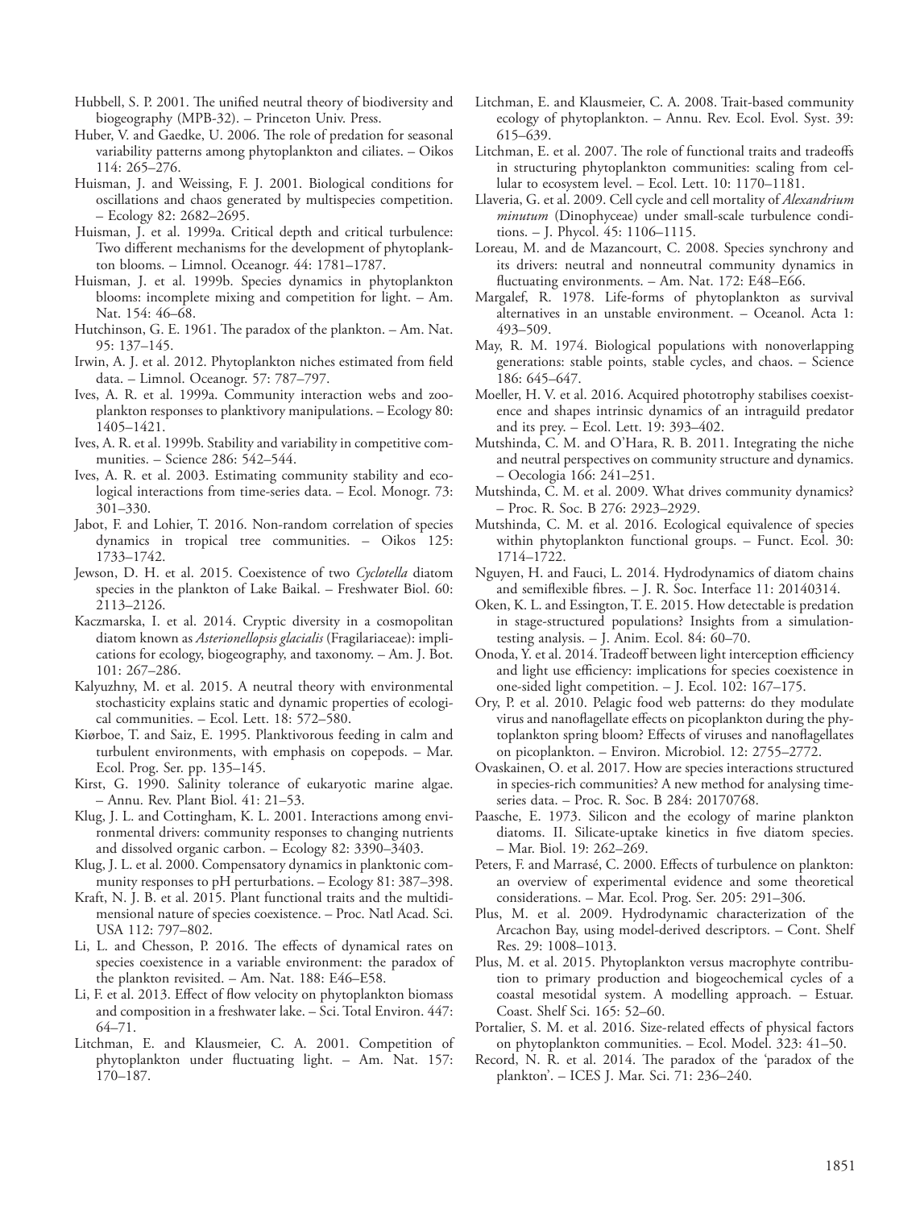Hubbell, S. P. 2001. The unified neutral theory of biodiversity and biogeography (MPB-32). – Princeton Univ. Press.

Huber, V. and Gaedke, U. 2006. The role of predation for seasonal variability patterns among phytoplankton and ciliates. – Oikos 114: 265–276.

Huisman, J. and Weissing, F. J. 2001. Biological conditions for oscillations and chaos generated by multispecies competition. – Ecology 82: 2682–2695.

Huisman, J. et al. 1999a. Critical depth and critical turbulence: Two different mechanisms for the development of phytoplankton blooms. – Limnol. Oceanogr. 44: 1781–1787.

Huisman, J. et al. 1999b. Species dynamics in phytoplankton blooms: incomplete mixing and competition for light. – Am. Nat. 154: 46–68.

Hutchinson, G. E. 1961. The paradox of the plankton. – Am. Nat. 95: 137–145.

Irwin, A. J. et al. 2012. Phytoplankton niches estimated from field data. – Limnol. Oceanogr. 57: 787–797.

Ives, A. R. et al. 1999a. Community interaction webs and zooplankton responses to planktivory manipulations. – Ecology 80: 1405–1421.

Ives, A. R. et al. 1999b. Stability and variability in competitive communities. – Science 286: 542–544.

Ives, A. R. et al. 2003. Estimating community stability and ecological interactions from time-series data. – Ecol. Monogr. 73: 301–330.

Jabot, F. and Lohier, T. 2016. Non-random correlation of species dynamics in tropical tree communities. – Oikos 125: 1733–1742.

Jewson, D. H. et al. 2015. Coexistence of two *Cyclotella* diatom species in the plankton of Lake Baikal. – Freshwater Biol. 60: 2113–2126.

Kaczmarska, I. et al. 2014. Cryptic diversity in a cosmopolitan diatom known as *Asterionellopsis glacialis* (Fragilariaceae): implications for ecology, biogeography, and taxonomy. – Am. J. Bot. 101: 267–286.

Kalyuzhny, M. et al. 2015. A neutral theory with environmental stochasticity explains static and dynamic properties of ecological communities. – Ecol. Lett. 18: 572–580.

Kiørboe, T. and Saiz, E. 1995. Planktivorous feeding in calm and turbulent environments, with emphasis on copepods. – Mar. Ecol. Prog. Ser. pp. 135–145.

Kirst, G. 1990. Salinity tolerance of eukaryotic marine algae. – Annu. Rev. Plant Biol. 41: 21–53.

Klug, J. L. and Cottingham, K. L. 2001. Interactions among environmental drivers: community responses to changing nutrients and dissolved organic carbon. – Ecology 82: 3390–3403.

Klug, J. L. et al. 2000. Compensatory dynamics in planktonic community responses to pH perturbations. – Ecology 81: 387–398.

Kraft, N. J. B. et al. 2015. Plant functional traits and the multidimensional nature of species coexistence. – Proc. Natl Acad. Sci. USA 112: 797–802.

Li, L. and Chesson, P. 2016. The effects of dynamical rates on species coexistence in a variable environment: the paradox of the plankton revisited. – Am. Nat. 188: E46–E58.

Li, F. et al. 2013. Effect of flow velocity on phytoplankton biomass and composition in a freshwater lake. – Sci. Total Environ. 447: 64–71.

Litchman, E. and Klausmeier, C. A. 2001. Competition of phytoplankton under fluctuating light. – Am. Nat. 157: 170–187.

Litchman, E. and Klausmeier, C. A. 2008. Trait-based community ecology of phytoplankton. – Annu. Rev. Ecol. Evol. Syst. 39: 615–639.

Litchman, E. et al. 2007. The role of functional traits and tradeoffs in structuring phytoplankton communities: scaling from cellular to ecosystem level. – Ecol. Lett. 10: 1170–1181.

Llaveria, G. et al. 2009. Cell cycle and cell mortality of *Alexandrium minutum* (Dinophyceae) under small-scale turbulence conditions. – J. Phycol. 45: 1106–1115.

Loreau, M. and de Mazancourt, C. 2008. Species synchrony and its drivers: neutral and nonneutral community dynamics in fluctuating environments. – Am. Nat. 172: E48–E66.

Margalef, R. 1978. Life-forms of phytoplankton as survival alternatives in an unstable environment. – Oceanol. Acta 1: 493–509.

May, R. M. 1974. Biological populations with nonoverlapping generations: stable points, stable cycles, and chaos. – Science 186: 645–647.

Moeller, H. V. et al. 2016. Acquired phototrophy stabilises coexistence and shapes intrinsic dynamics of an intraguild predator and its prey. – Ecol. Lett. 19: 393–402.

Mutshinda, C. M. and O'Hara, R. B. 2011. Integrating the niche and neutral perspectives on community structure and dynamics. – Oecologia 166: 241–251.

Mutshinda, C. M. et al. 2009. What drives community dynamics? – Proc. R. Soc. B 276: 2923–2929.

Mutshinda, C. M. et al. 2016. Ecological equivalence of species within phytoplankton functional groups. – Funct. Ecol. 30: 1714–1722.

Nguyen, H. and Fauci, L. 2014. Hydrodynamics of diatom chains and semiflexible fibres. – J. R. Soc. Interface 11: 20140314.

Oken, K. L. and Essington, T. E. 2015. How detectable is predation in stage-structured populations? Insights from a simulation-testing analysis. – J. Anim. Ecol. 84: 60–70.

Onoda, Y. et al. 2014. Tradeoff between light interception efficiency and light use efficiency: implications for species coexistence in one-sided light competition. – J. Ecol. 102: 167–175.

Ory, P. et al. 2010. Pelagic food web patterns: do they modulate virus and nanoflagellate effects on picoplankton during the phytoplankton spring bloom? Effects of viruses and nanoflagellates on picoplankton. – Environ. Microbiol. 12: 2755–2772.

Ovaskainen, O. et al. 2017. How are species interactions structured in species-rich communities? A new method for analysing time-series data. – Proc. R. Soc. B 284: 20170768.

Paasche, E. 1973. Silicon and the ecology of marine plankton diatoms. II. Silicate-uptake kinetics in five diatom species. – Mar. Biol. 19: 262–269.

Peters, F. and Marrasé, C. 2000. Effects of turbulence on plankton: an overview of experimental evidence and some theoretical considerations. – Mar. Ecol. Prog. Ser. 205: 291–306.

Plus, M. et al. 2009. Hydrodynamic characterization of the Arcachon Bay, using model-derived descriptors. – Cont. Shelf Res. 29: 1008–1013.

Plus, M. et al. 2015. Phytoplankton versus macrophyte contribution to primary production and biogeochemical cycles of a coastal mesotidal system. A modelling approach. – Estuar. Coast. Shelf Sci. 165: 52–60.

Portalier, S. M. et al. 2016. Size-related effects of physical factors on phytoplankton communities. – Ecol. Model. 323: 41–50.

Record, N. R. et al. 2014. The paradox of the 'paradox of the plankton'. – ICES J. Mar. Sci. 71: 236–240.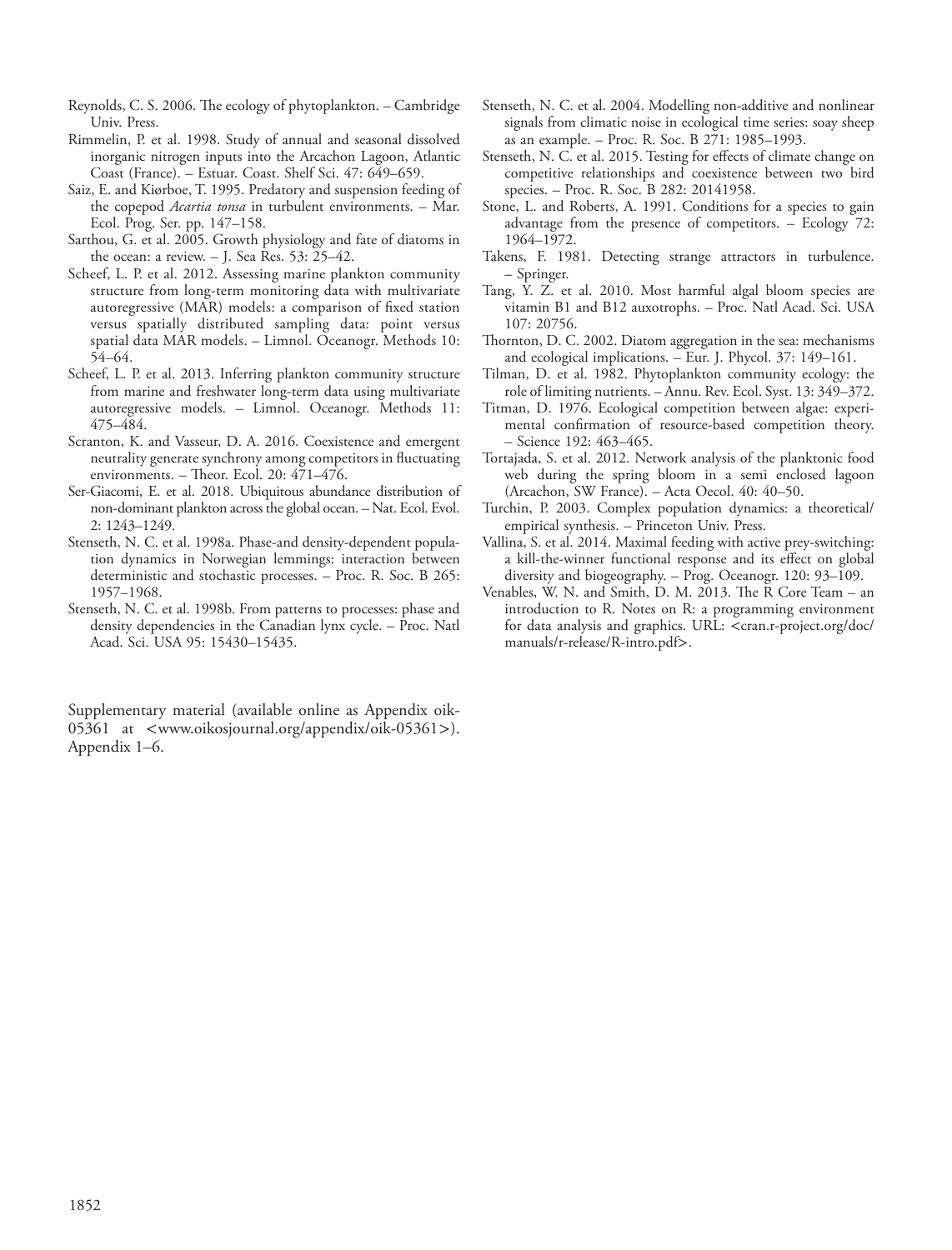Reynolds, C. S. 2006. The ecology of phytoplankton. – Cambridge Univ. Press.

Rimmelin, P. et al. 1998. Study of annual and seasonal dissolved inorganic nitrogen inputs into the Arcachon Lagoon, Atlantic Coast (France). – Estuar. Coast. Shelf Sci. 47: 649–659.

Saiz, E. and Kiørboe, T. 1995. Predatory and suspension feeding of the copepod *Acartia tonsa* in turbulent environments. – Mar. Ecol. Prog. Ser. pp. 147–158.

Sarthou, G. et al. 2005. Growth physiology and fate of diatoms in the ocean: a review. – J. Sea Res. 53: 25–42.

Scheef, L. P. et al. 2012. Assessing marine plankton community structure from long-term monitoring data with multivariate autoregressive (MAR) models: a comparison of fixed station versus spatially distributed sampling data: point versus spatial data MAR models. – Limnol. Oceanogr. Methods 10: 54–64.

Scheef, L. P. et al. 2013. Inferring plankton community structure from marine and freshwater long-term data using multivariate autoregressive models. – Limnol. Oceanogr. Methods 11: 475–484.

Scranton, K. and Vasseur, D. A. 2016. Coexistence and emergent neutrality generate synchrony among competitors in fluctuating environments. – Theor. Ecol. 20: 471–476.

Ser-Giacomi, E. et al. 2018. Ubiquitous abundance distribution of non-dominant plankton across the global ocean. – Nat. Ecol. Evol. 2: 1243–1249.

Stenseth, N. C. et al. 1998a. Phase-and density-dependent population dynamics in Norwegian lemmings: interaction between deterministic and stochastic processes. – Proc. R. Soc. B 265: 1957–1968.

Stenseth, N. C. et al. 1998b. From patterns to processes: phase and density dependencies in the Canadian lynx cycle. – Proc. Natl Acad. Sci. USA 95: 15430–15435.

Stenseth, N. C. et al. 2004. Modelling non-additive and nonlinear signals from climatic noise in ecological time series: soay sheep as an example. – Proc. R. Soc. B 271: 1985–1993.

Stenseth, N. C. et al. 2015. Testing for effects of climate change on competitive relationships and coexistence between two bird species. – Proc. R. Soc. B 282: 20141958.

Stone, L. and Roberts, A. 1991. Conditions for a species to gain advantage from the presence of competitors. – Ecology 72: 1964–1972.

Takens, F. 1981. Detecting strange attractors in turbulence. – Springer.

Tang, Y. Z. et al. 2010. Most harmful algal bloom species are vitamin B1 and B12 auxotrophs. – Proc. Natl Acad. Sci. USA 107: 20756.

Thornton, D. C. 2002. Diatom aggregation in the sea: mechanisms and ecological implications. – Eur. J. Phycol. 37: 149–161.

Tilman, D. et al. 1982. Phytoplankton community ecology: the role of limiting nutrients. – Annu. Rev. Ecol. Syst. 13: 349–372.

Titman, D. 1976. Ecological competition between algae: experimental confirmation of resource-based competition theory. – Science 192: 463–465.

Tortajada, S. et al. 2012. Network analysis of the planktonic food web during the spring bloom in a semi enclosed lagoon (Arcachon, SW France). – Acta Oecol. 40: 40–50.

Turchin, P. 2003. Complex population dynamics: a theoretical/empirical synthesis. – Princeton Univ. Press.

Vallina, S. et al. 2014. Maximal feeding with active prey-switching: a kill-the-winner functional response and its effect on global diversity and biogeography. – Prog. Oceanogr. 120: 93–109.

Venables, W. N. and Smith, D. M. 2013. The R Core Team – an introduction to R. Notes on R: a programming environment for data analysis and graphics. URL: <cran.r-project.org/doc/manuals/r-release/R-intro.pdf>.

Supplementary material (available online as Appendix oik-05361 at <www.oikosjournal.org/appendix/oik-05361>). Appendix 1–6.